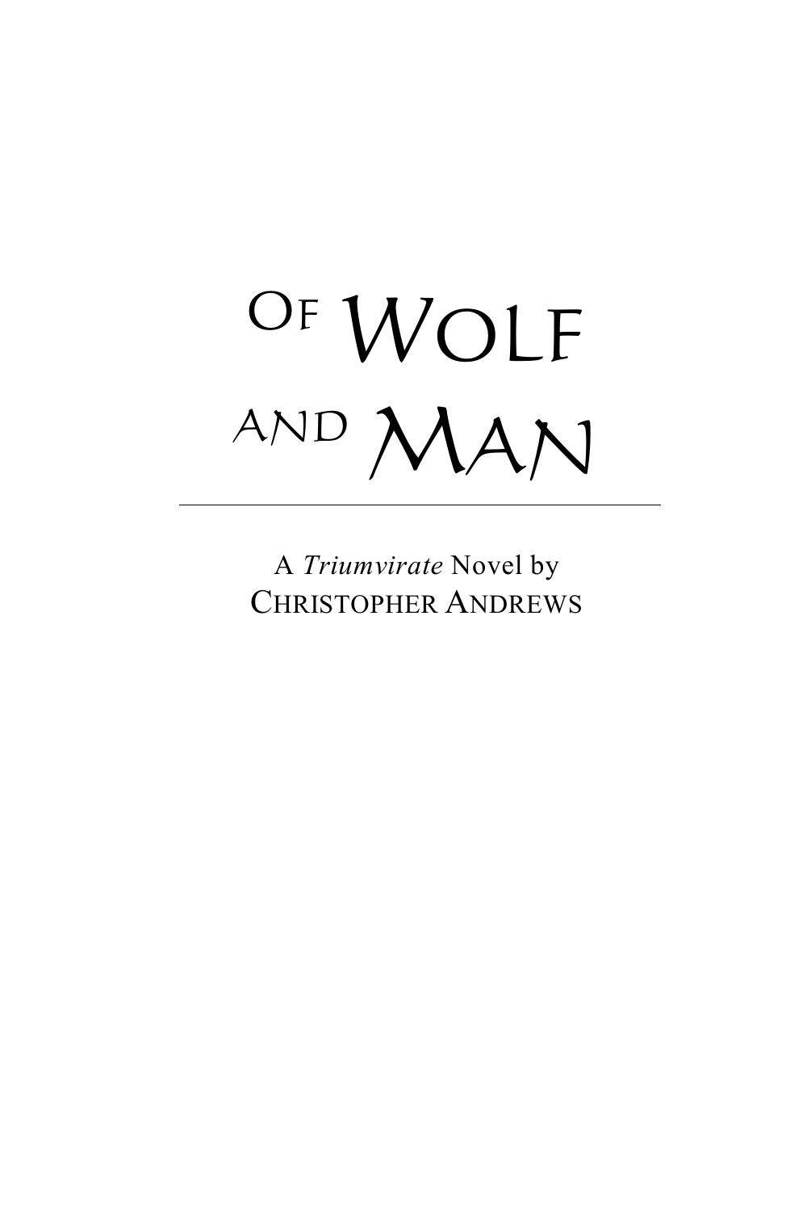# Of Wolf and Man

---

A *Triumvirate* Novel by
CHRISTOPHER ANDREWS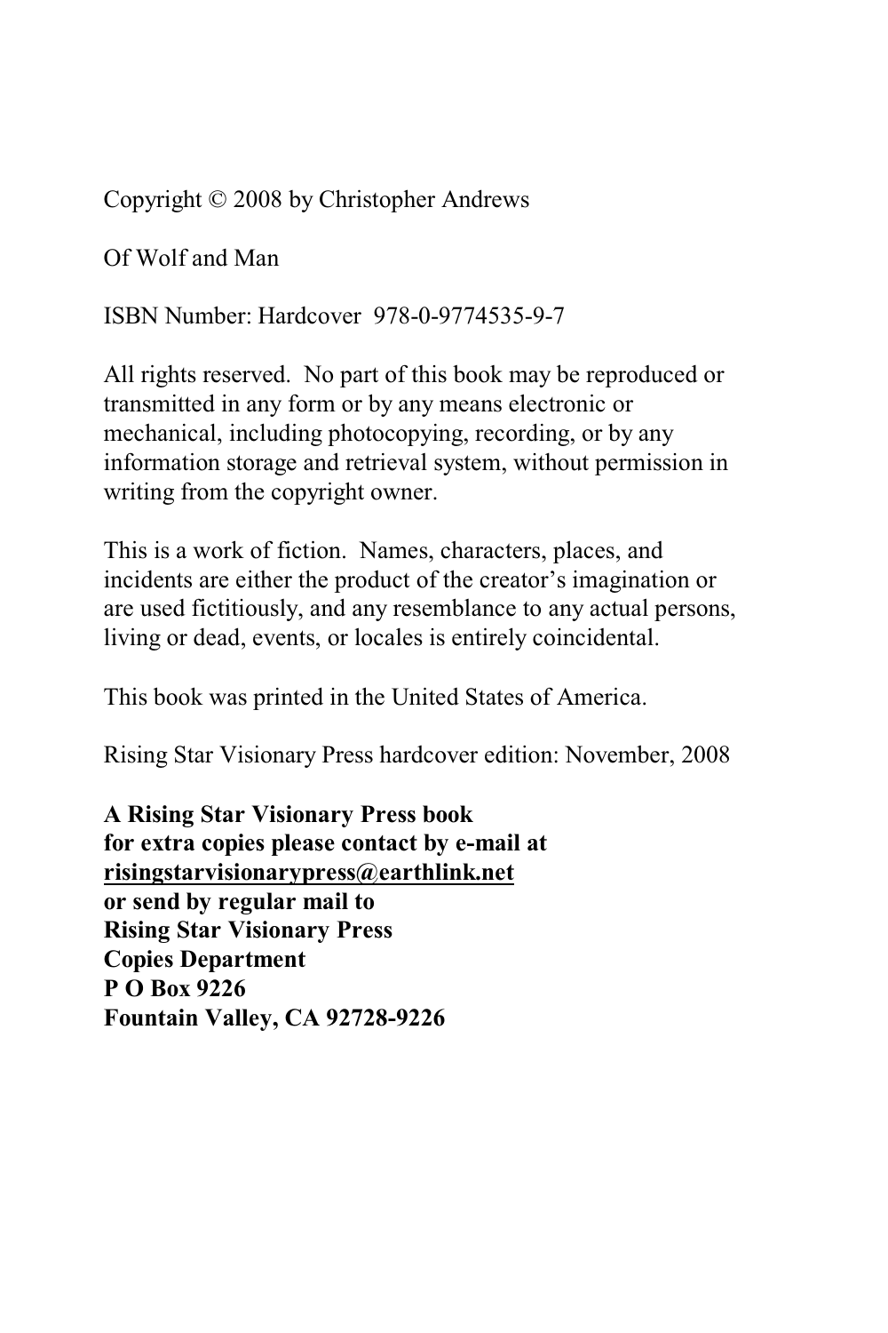Copyright © 2008 by Christopher Andrews

Of Wolf and Man

ISBN Number: Hardcover 978-0-9774535-9-7

All rights reserved. No part of this book may be reproduced or transmitted in any form or by any means electronic or mechanical, including photocopying, recording, or by any information storage and retrieval system, without permission in writing from the copyright owner.

This is a work of fiction. Names, characters, places, and incidents are either the product of the creator's imagination or are used fictitiously, and any resemblance to any actual persons, living or dead, events, or locales is entirely coincidental.

This book was printed in the United States of America.

Rising Star Visionary Press hardcover edition: November, 2008

**A Rising Star Visionary Press book**
**for extra copies please contact by e-mail at**
**risingstarvisionarypress@earthlink.net**
**or send by regular mail to**
**Rising Star Visionary Press**
**Copies Department**
**P O Box 9226**
**Fountain Valley, CA 92728-9226**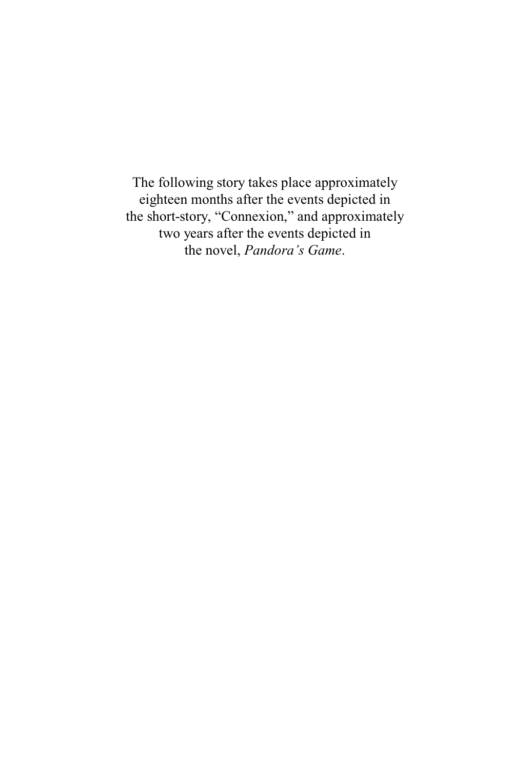The following story takes place approximately eighteen months after the events depicted in the short-story, "Connexion," and approximately two years after the events depicted in the novel, *Pandora's Game*.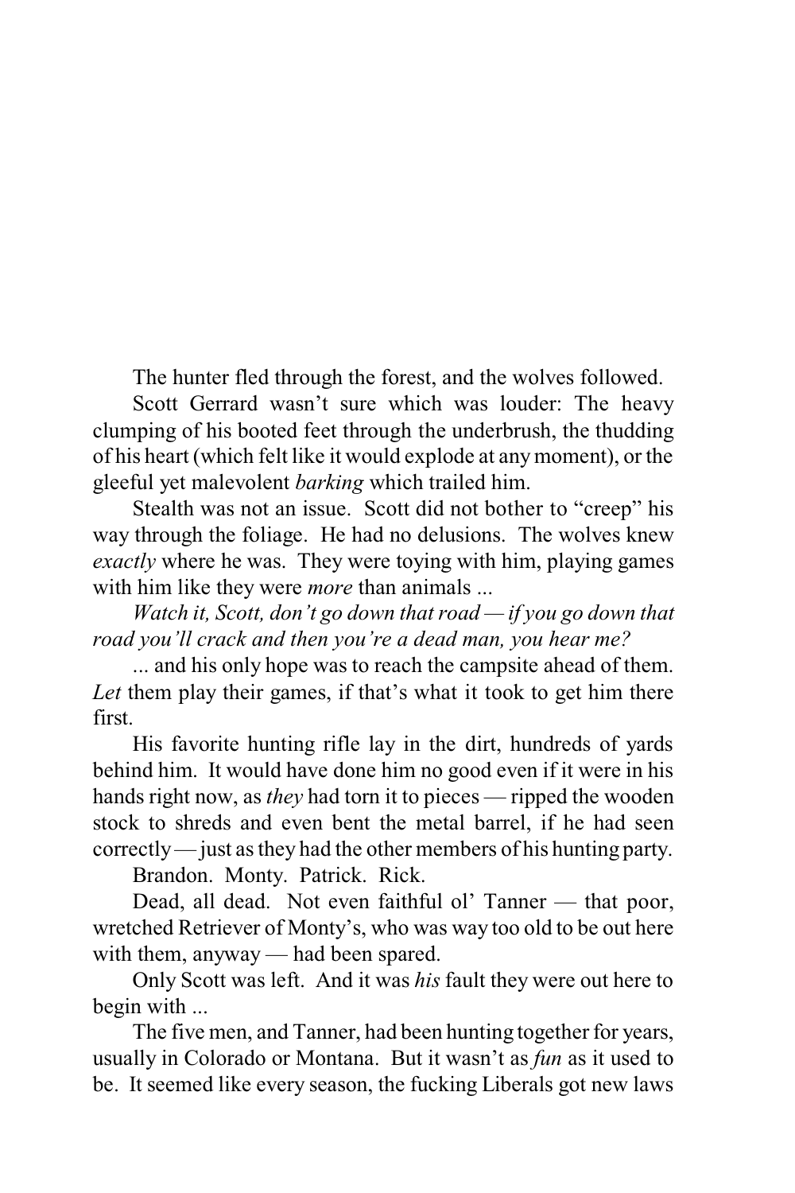The hunter fled through the forest, and the wolves followed.

Scott Gerrard wasn't sure which was louder: The heavy clumping of his booted feet through the underbrush, the thudding of his heart (which felt like it would explode at any moment), or the gleeful yet malevolent *barking* which trailed him.

Stealth was not an issue. Scott did not bother to "creep" his way through the foliage. He had no delusions. The wolves knew *exactly* where he was. They were toying with him, playing games with him like they were *more* than animals ...

*Watch it, Scott, don't go down that road — if you go down that road you'll crack and then you're a dead man, you hear me?*

... and his only hope was to reach the campsite ahead of them. *Let* them play their games, if that's what it took to get him there first.

His favorite hunting rifle lay in the dirt, hundreds of yards behind him. It would have done him no good even if it were in his hands right now, as *they* had torn it to pieces — ripped the wooden stock to shreds and even bent the metal barrel, if he had seen correctly — just as they had the other members of his hunting party.

Brandon. Monty. Patrick. Rick.

Dead, all dead. Not even faithful ol' Tanner — that poor, wretched Retriever of Monty's, who was way too old to be out here with them, anyway — had been spared.

Only Scott was left. And it was *his* fault they were out here to begin with ...

The five men, and Tanner, had been hunting together for years, usually in Colorado or Montana. But it wasn't as *fun* as it used to be. It seemed like every season, the fucking Liberals got new laws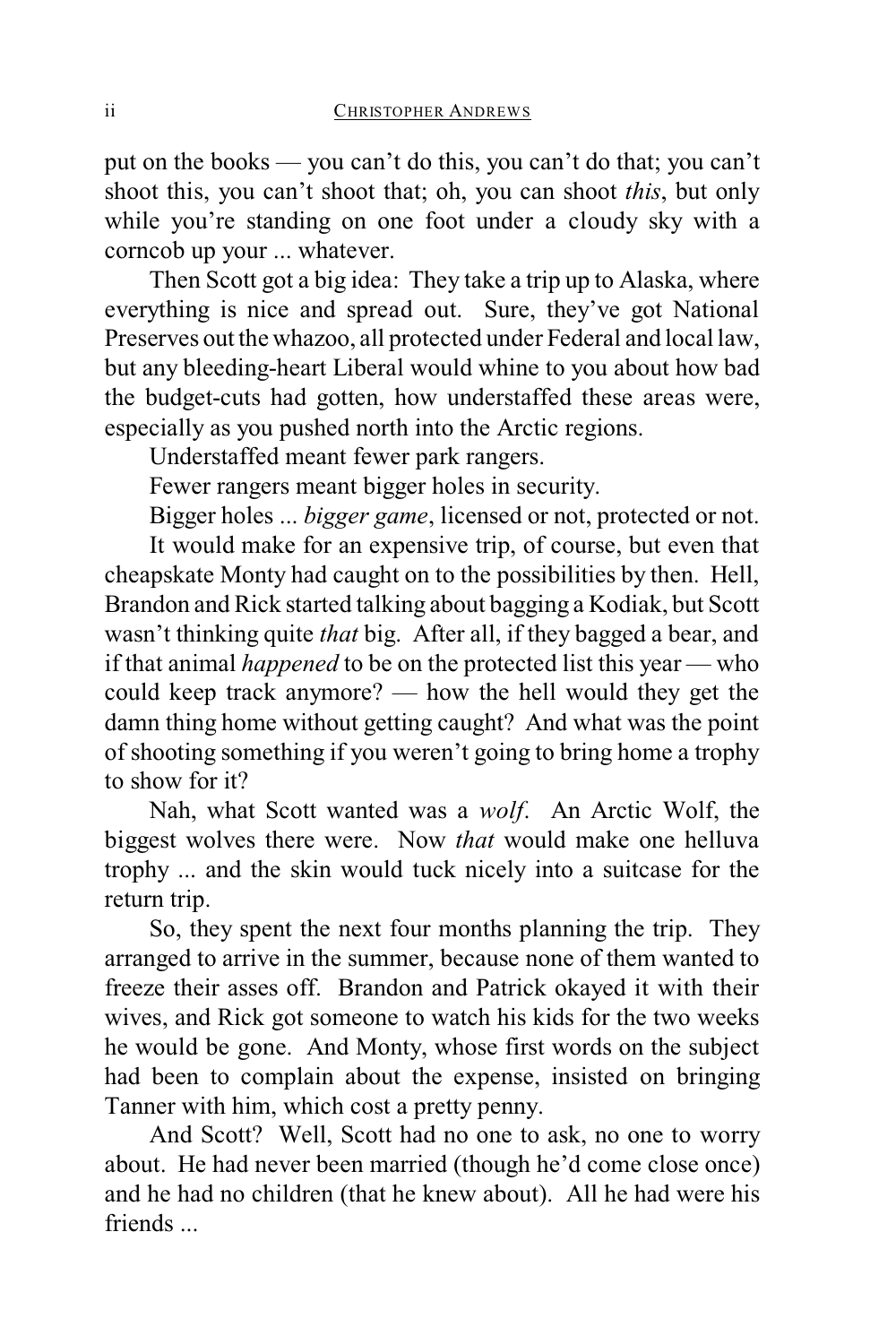put on the books — you can't do this, you can't do that; you can't shoot this, you can't shoot that; oh, you can shoot *this*, but only while you're standing on one foot under a cloudy sky with a corncob up your ... whatever.

Then Scott got a big idea: They take a trip up to Alaska, where everything is nice and spread out. Sure, they've got National Preserves out the whazoo, all protected under Federal and local law, but any bleeding-heart Liberal would whine to you about how bad the budget-cuts had gotten, how understaffed these areas were, especially as you pushed north into the Arctic regions.

Understaffed meant fewer park rangers.

Fewer rangers meant bigger holes in security.

Bigger holes ... *bigger game*, licensed or not, protected or not.

It would make for an expensive trip, of course, but even that cheapskate Monty had caught on to the possibilities by then. Hell, Brandon and Rick started talking about bagging a Kodiak, but Scott wasn't thinking quite *that* big. After all, if they bagged a bear, and if that animal *happened* to be on the protected list this year — who could keep track anymore? — how the hell would they get the damn thing home without getting caught? And what was the point of shooting something if you weren't going to bring home a trophy to show for it?

Nah, what Scott wanted was a *wolf*. An Arctic Wolf, the biggest wolves there were. Now *that* would make one helluva trophy ... and the skin would tuck nicely into a suitcase for the return trip.

So, they spent the next four months planning the trip. They arranged to arrive in the summer, because none of them wanted to freeze their asses off. Brandon and Patrick okayed it with their wives, and Rick got someone to watch his kids for the two weeks he would be gone. And Monty, whose first words on the subject had been to complain about the expense, insisted on bringing Tanner with him, which cost a pretty penny.

And Scott? Well, Scott had no one to ask, no one to worry about. He had never been married (though he'd come close once) and he had no children (that he knew about). All he had were his friends ...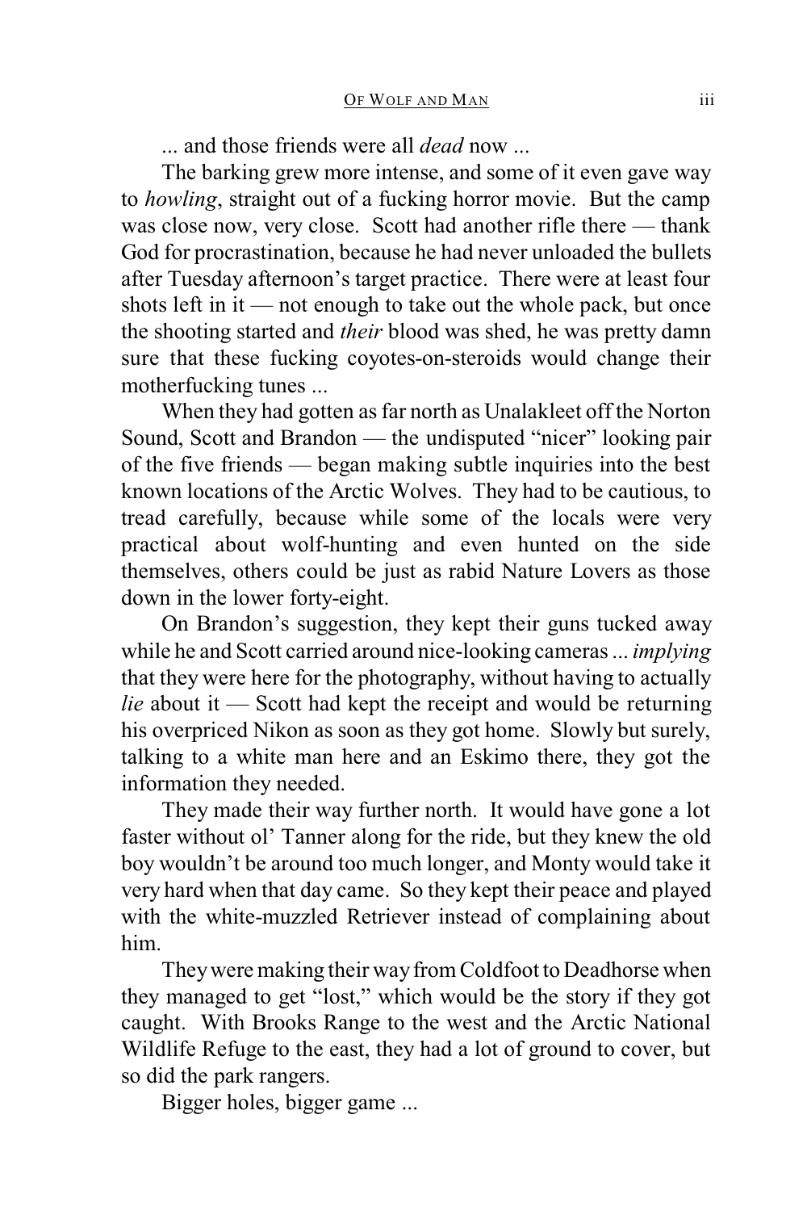... and those friends were all *dead* now ...

The barking grew more intense, and some of it even gave way to *howling*, straight out of a fucking horror movie. But the camp was close now, very close. Scott had another rifle there — thank God for procrastination, because he had never unloaded the bullets after Tuesday afternoon's target practice. There were at least four shots left in it — not enough to take out the whole pack, but once the shooting started and *their* blood was shed, he was pretty damn sure that these fucking coyotes-on-steroids would change their motherfucking tunes ...

When they had gotten as far north as Unalakleet off the Norton Sound, Scott and Brandon — the undisputed "nicer" looking pair of the five friends — began making subtle inquiries into the best known locations of the Arctic Wolves. They had to be cautious, to tread carefully, because while some of the locals were very practical about wolf-hunting and even hunted on the side themselves, others could be just as rabid Nature Lovers as those down in the lower forty-eight.

On Brandon's suggestion, they kept their guns tucked away while he and Scott carried around nice-looking cameras ... *implying* that they were here for the photography, without having to actually *lie* about it — Scott had kept the receipt and would be returning his overpriced Nikon as soon as they got home. Slowly but surely, talking to a white man here and an Eskimo there, they got the information they needed.

They made their way further north. It would have gone a lot faster without ol' Tanner along for the ride, but they knew the old boy wouldn't be around too much longer, and Monty would take it very hard when that day came. So they kept their peace and played with the white-muzzled Retriever instead of complaining about him.

They were making their way from Coldfoot to Deadhorse when they managed to get "lost," which would be the story if they got caught. With Brooks Range to the west and the Arctic National Wildlife Refuge to the east, they had a lot of ground to cover, but so did the park rangers.

Bigger holes, bigger game ...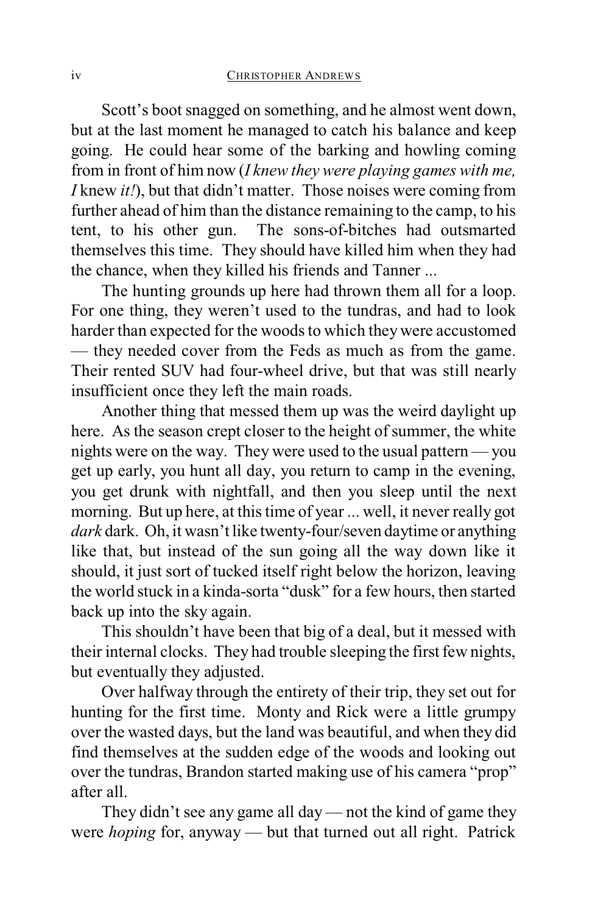Scott's boot snagged on something, and he almost went down, but at the last moment he managed to catch his balance and keep going. He could hear some of the barking and howling coming from in front of him now (*I knew they were playing games with me, I* knew *it!*), but that didn't matter. Those noises were coming from further ahead of him than the distance remaining to the camp, to his tent, to his other gun. The sons-of-bitches had outsmarted themselves this time. They should have killed him when they had the chance, when they killed his friends and Tanner ...

The hunting grounds up here had thrown them all for a loop. For one thing, they weren't used to the tundras, and had to look harder than expected for the woods to which they were accustomed — they needed cover from the Feds as much as from the game. Their rented SUV had four-wheel drive, but that was still nearly insufficient once they left the main roads.

Another thing that messed them up was the weird daylight up here. As the season crept closer to the height of summer, the white nights were on the way. They were used to the usual pattern — you get up early, you hunt all day, you return to camp in the evening, you get drunk with nightfall, and then you sleep until the next morning. But up here, at this time of year ... well, it never really got *dark* dark. Oh, it wasn't like twenty-four/seven daytime or anything like that, but instead of the sun going all the way down like it should, it just sort of tucked itself right below the horizon, leaving the world stuck in a kinda-sorta "dusk" for a few hours, then started back up into the sky again.

This shouldn't have been that big of a deal, but it messed with their internal clocks. They had trouble sleeping the first few nights, but eventually they adjusted.

Over halfway through the entirety of their trip, they set out for hunting for the first time. Monty and Rick were a little grumpy over the wasted days, but the land was beautiful, and when they did find themselves at the sudden edge of the woods and looking out over the tundras, Brandon started making use of his camera "prop" after all.

They didn't see any game all day — not the kind of game they were *hoping* for, anyway — but that turned out all right. Patrick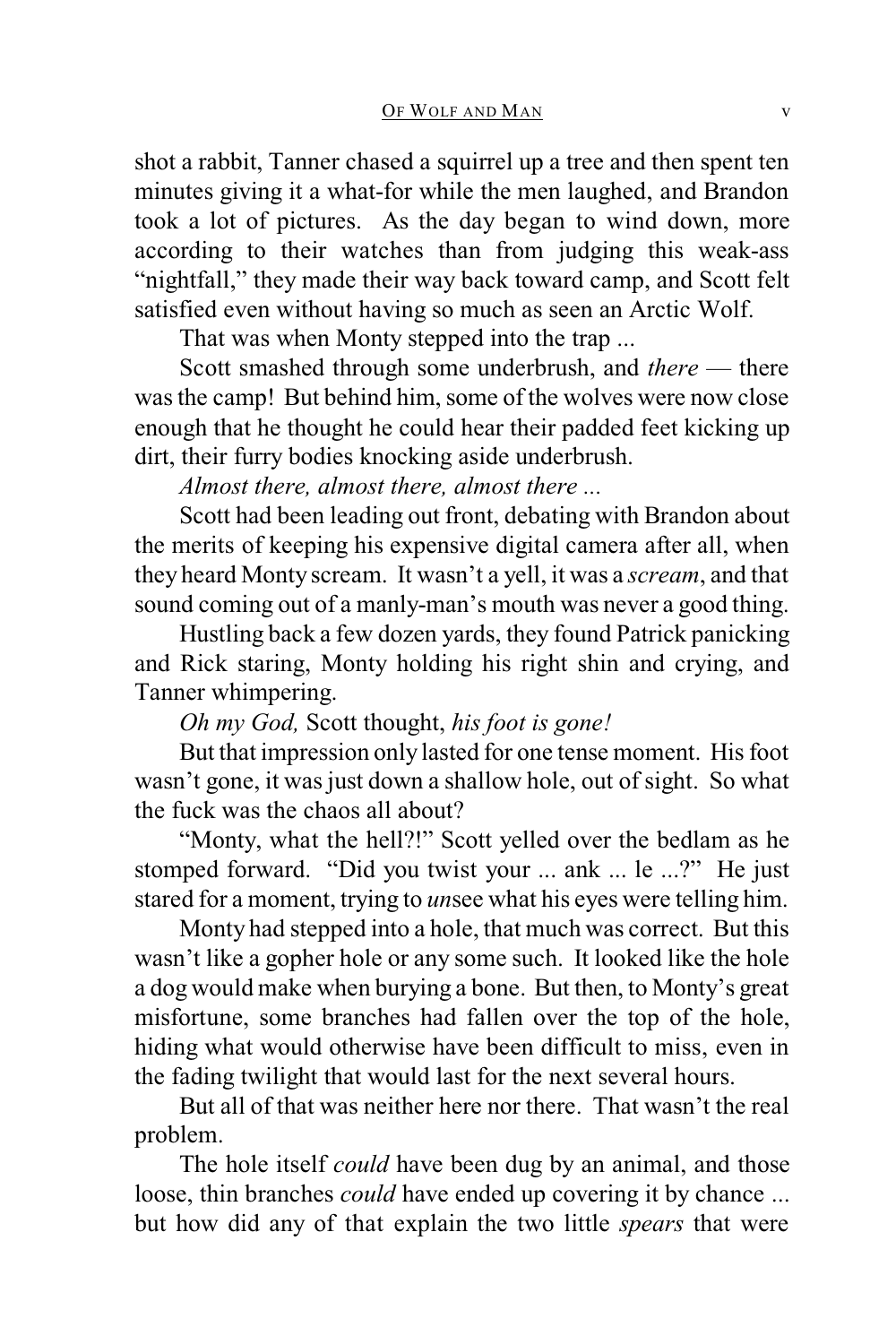shot a rabbit, Tanner chased a squirrel up a tree and then spent ten minutes giving it a what-for while the men laughed, and Brandon took a lot of pictures. As the day began to wind down, more according to their watches than from judging this weak-ass "nightfall," they made their way back toward camp, and Scott felt satisfied even without having so much as seen an Arctic Wolf.

That was when Monty stepped into the trap ...

Scott smashed through some underbrush, and *there* — there was the camp! But behind him, some of the wolves were now close enough that he thought he could hear their padded feet kicking up dirt, their furry bodies knocking aside underbrush.

*Almost there, almost there, almost there ...*

Scott had been leading out front, debating with Brandon about the merits of keeping his expensive digital camera after all, when they heard Monty scream. It wasn't a yell, it was a *scream*, and that sound coming out of a manly-man's mouth was never a good thing.

Hustling back a few dozen yards, they found Patrick panicking and Rick staring, Monty holding his right shin and crying, and Tanner whimpering.

*Oh my God,* Scott thought, *his foot is gone!*

But that impression only lasted for one tense moment. His foot wasn't gone, it was just down a shallow hole, out of sight. So what the fuck was the chaos all about?

"Monty, what the hell?!" Scott yelled over the bedlam as he stomped forward. "Did you twist your ... ank ... le ...?" He just stared for a moment, trying to *un*see what his eyes were telling him.

Monty had stepped into a hole, that much was correct. But this wasn't like a gopher hole or any some such. It looked like the hole a dog would make when burying a bone. But then, to Monty's great misfortune, some branches had fallen over the top of the hole, hiding what would otherwise have been difficult to miss, even in the fading twilight that would last for the next several hours.

But all of that was neither here nor there. That wasn't the real problem.

The hole itself *could* have been dug by an animal, and those loose, thin branches *could* have ended up covering it by chance ... but how did any of that explain the two little *spears* that were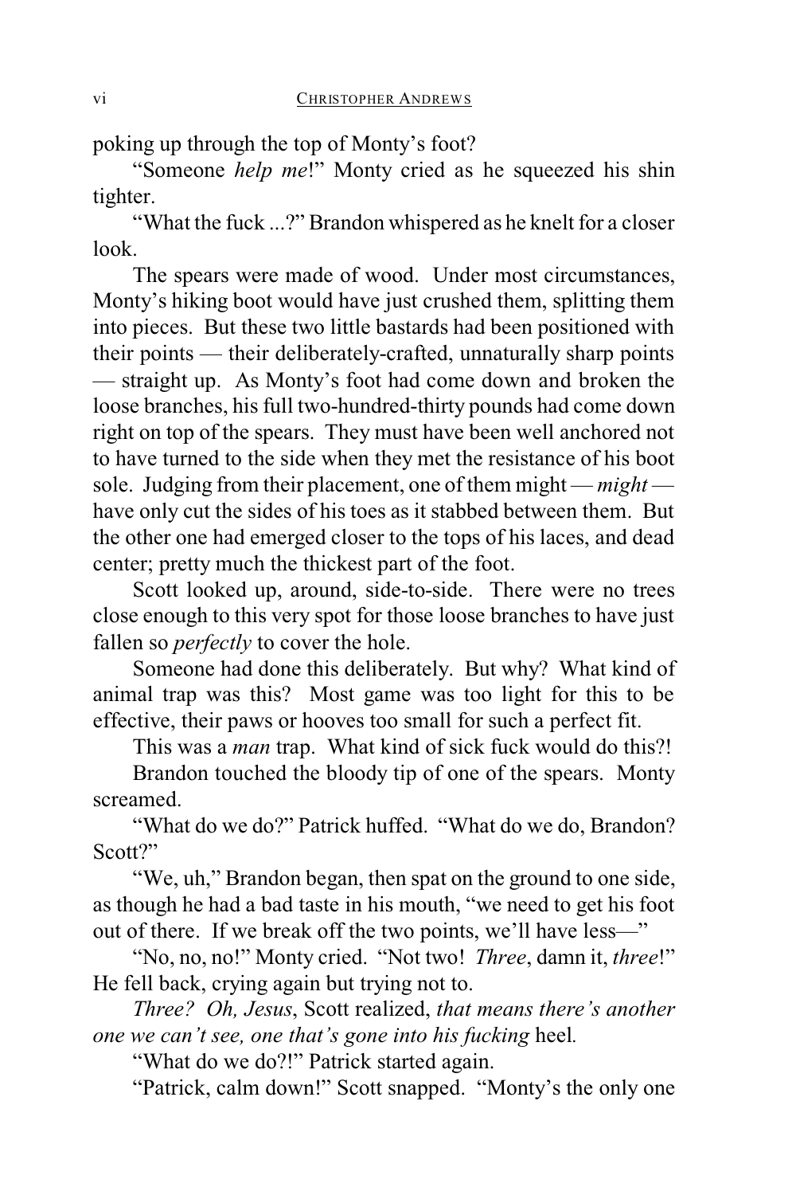poking up through the top of Monty's foot?

"Someone *help me*!" Monty cried as he squeezed his shin tighter.

"What the fuck ...?" Brandon whispered as he knelt for a closer look.

The spears were made of wood. Under most circumstances, Monty's hiking boot would have just crushed them, splitting them into pieces. But these two little bastards had been positioned with their points — their deliberately-crafted, unnaturally sharp points — straight up. As Monty's foot had come down and broken the loose branches, his full two-hundred-thirty pounds had come down right on top of the spears. They must have been well anchored not to have turned to the side when they met the resistance of his boot sole. Judging from their placement, one of them might — *might* — have only cut the sides of his toes as it stabbed between them. But the other one had emerged closer to the tops of his laces, and dead center; pretty much the thickest part of the foot.

Scott looked up, around, side-to-side. There were no trees close enough to this very spot for those loose branches to have just fallen so *perfectly* to cover the hole.

Someone had done this deliberately. But why? What kind of animal trap was this? Most game was too light for this to be effective, their paws or hooves too small for such a perfect fit.

This was a *man* trap. What kind of sick fuck would do this?!

Brandon touched the bloody tip of one of the spears. Monty screamed.

"What do we do?" Patrick huffed. "What do we do, Brandon? Scott?"

"We, uh," Brandon began, then spat on the ground to one side, as though he had a bad taste in his mouth, "we need to get his foot out of there. If we break off the two points, we'll have less—"

"No, no, no!" Monty cried. "Not two! *Three*, damn it, *three*!" He fell back, crying again but trying not to.

*Three? Oh, Jesus*, Scott realized, *that means there's another one we can't see, one that's gone into his fucking* heel*.*

"What do we do?!" Patrick started again.

"Patrick, calm down!" Scott snapped. "Monty's the only one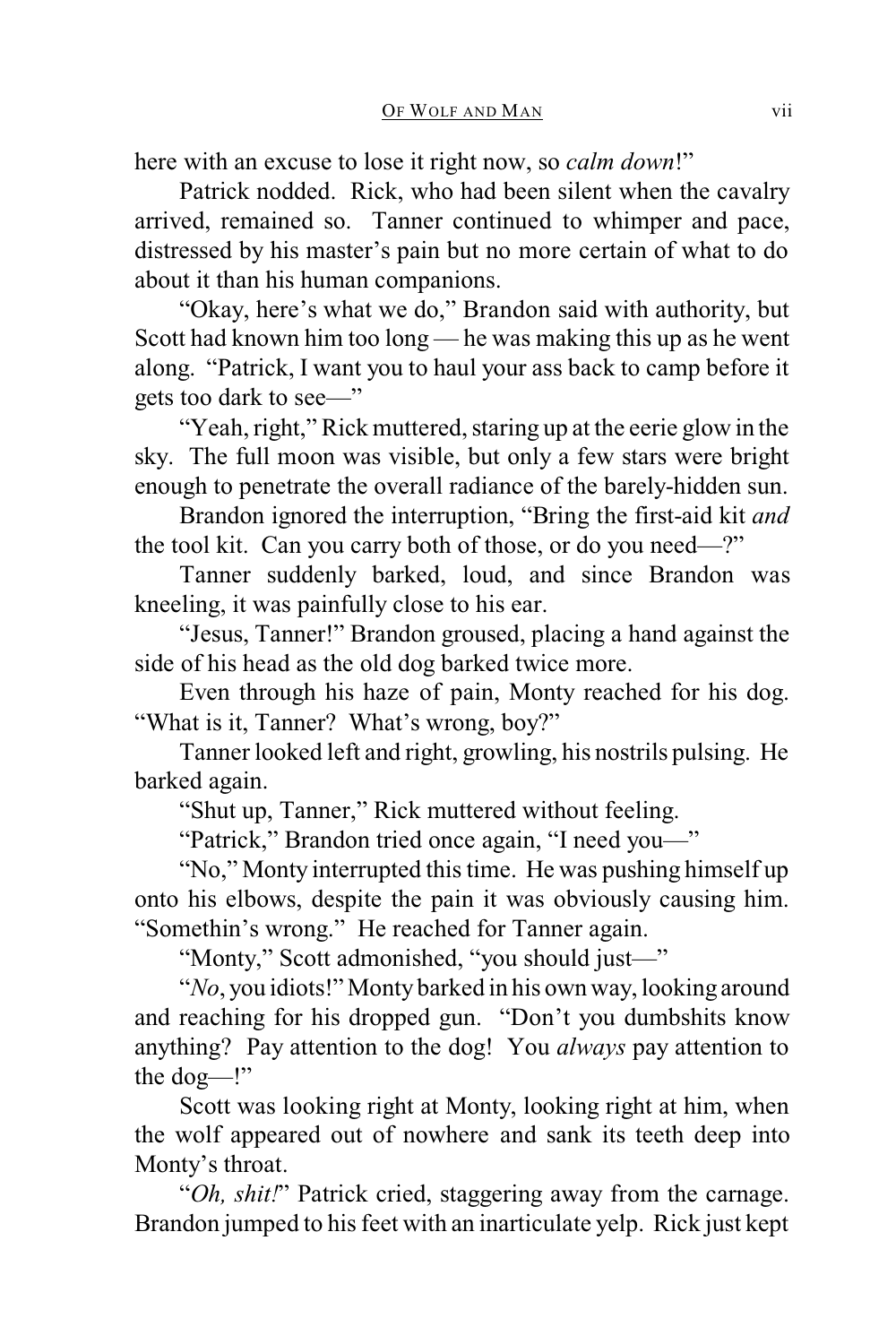here with an excuse to lose it right now, so *calm down*!"

Patrick nodded. Rick, who had been silent when the cavalry arrived, remained so. Tanner continued to whimper and pace, distressed by his master's pain but no more certain of what to do about it than his human companions.

"Okay, here's what we do," Brandon said with authority, but Scott had known him too long — he was making this up as he went along. "Patrick, I want you to haul your ass back to camp before it gets too dark to see—"

"Yeah, right," Rick muttered, staring up at the eerie glow in the sky. The full moon was visible, but only a few stars were bright enough to penetrate the overall radiance of the barely-hidden sun.

Brandon ignored the interruption, "Bring the first-aid kit *and* the tool kit. Can you carry both of those, or do you need—?"

Tanner suddenly barked, loud, and since Brandon was kneeling, it was painfully close to his ear.

"Jesus, Tanner!" Brandon groused, placing a hand against the side of his head as the old dog barked twice more.

Even through his haze of pain, Monty reached for his dog. "What is it, Tanner? What's wrong, boy?"

Tanner looked left and right, growling, his nostrils pulsing. He barked again.

"Shut up, Tanner," Rick muttered without feeling.

"Patrick," Brandon tried once again, "I need you—"

"No," Monty interrupted this time. He was pushing himself up onto his elbows, despite the pain it was obviously causing him. "Somethin's wrong." He reached for Tanner again.

"Monty," Scott admonished, "you should just—"

"*No*, you idiots!" Monty barked in his own way, looking around and reaching for his dropped gun. "Don't you dumbshits know anything? Pay attention to the dog! You *always* pay attention to the dog—!"

Scott was looking right at Monty, looking right at him, when the wolf appeared out of nowhere and sank its teeth deep into Monty's throat.

"*Oh, shit!*" Patrick cried, staggering away from the carnage. Brandon jumped to his feet with an inarticulate yelp. Rick just kept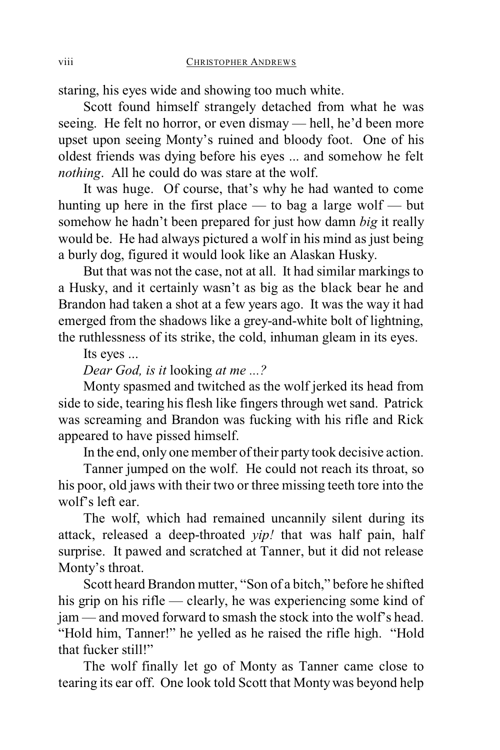staring, his eyes wide and showing too much white.

Scott found himself strangely detached from what he was seeing. He felt no horror, or even dismay — hell, he'd been more upset upon seeing Monty's ruined and bloody foot. One of his oldest friends was dying before his eyes ... and somehow he felt *nothing*. All he could do was stare at the wolf.

It was huge. Of course, that's why he had wanted to come hunting up here in the first place — to bag a large wolf — but somehow he hadn't been prepared for just how damn *big* it really would be. He had always pictured a wolf in his mind as just being a burly dog, figured it would look like an Alaskan Husky.

But that was not the case, not at all. It had similar markings to a Husky, and it certainly wasn't as big as the black bear he and Brandon had taken a shot at a few years ago. It was the way it had emerged from the shadows like a grey-and-white bolt of lightning, the ruthlessness of its strike, the cold, inhuman gleam in its eyes.

Its eyes ...

*Dear God, is it* looking *at me ...?*

Monty spasmed and twitched as the wolf jerked its head from side to side, tearing his flesh like fingers through wet sand. Patrick was screaming and Brandon was fucking with his rifle and Rick appeared to have pissed himself.

In the end, only one member of their party took decisive action.

Tanner jumped on the wolf. He could not reach its throat, so his poor, old jaws with their two or three missing teeth tore into the wolf's left ear.

The wolf, which had remained uncannily silent during its attack, released a deep-throated *yip!* that was half pain, half surprise. It pawed and scratched at Tanner, but it did not release Monty's throat.

Scott heard Brandon mutter, "Son of a bitch," before he shifted his grip on his rifle — clearly, he was experiencing some kind of jam — and moved forward to smash the stock into the wolf's head. "Hold him, Tanner!" he yelled as he raised the rifle high. "Hold that fucker still!"

The wolf finally let go of Monty as Tanner came close to tearing its ear off. One look told Scott that Monty was beyond help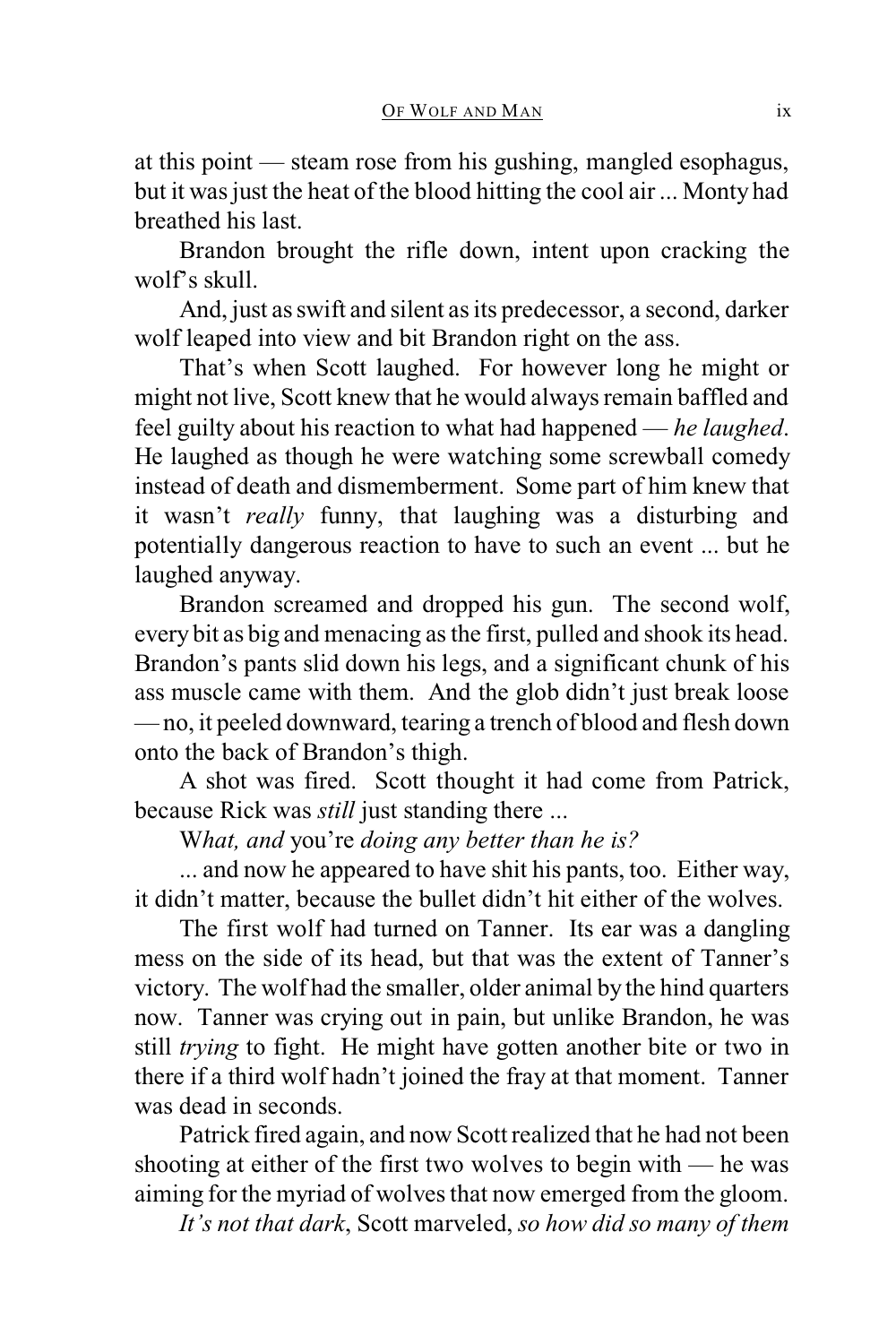at this point — steam rose from his gushing, mangled esophagus, but it was just the heat of the blood hitting the cool air ... Monty had breathed his last.

Brandon brought the rifle down, intent upon cracking the wolf's skull.

And, just as swift and silent as its predecessor, a second, darker wolf leaped into view and bit Brandon right on the ass.

That's when Scott laughed. For however long he might or might not live, Scott knew that he would always remain baffled and feel guilty about his reaction to what had happened — *he laughed*. He laughed as though he were watching some screwball comedy instead of death and dismemberment. Some part of him knew that it wasn't *really* funny, that laughing was a disturbing and potentially dangerous reaction to have to such an event ... but he laughed anyway.

Brandon screamed and dropped his gun. The second wolf, every bit as big and menacing as the first, pulled and shook its head. Brandon's pants slid down his legs, and a significant chunk of his ass muscle came with them. And the glob didn't just break loose — no, it peeled downward, tearing a trench of blood and flesh down onto the back of Brandon's thigh.

A shot was fired. Scott thought it had come from Patrick, because Rick was *still* just standing there ...

W*hat, and* you're *doing any better than he is?*

... and now he appeared to have shit his pants, too. Either way, it didn't matter, because the bullet didn't hit either of the wolves.

The first wolf had turned on Tanner. Its ear was a dangling mess on the side of its head, but that was the extent of Tanner's victory. The wolf had the smaller, older animal by the hind quarters now. Tanner was crying out in pain, but unlike Brandon, he was still *trying* to fight. He might have gotten another bite or two in there if a third wolf hadn't joined the fray at that moment. Tanner was dead in seconds.

Patrick fired again, and now Scott realized that he had not been shooting at either of the first two wolves to begin with — he was aiming for the myriad of wolves that now emerged from the gloom.

*It's not that dark*, Scott marveled, *so how did so many of them*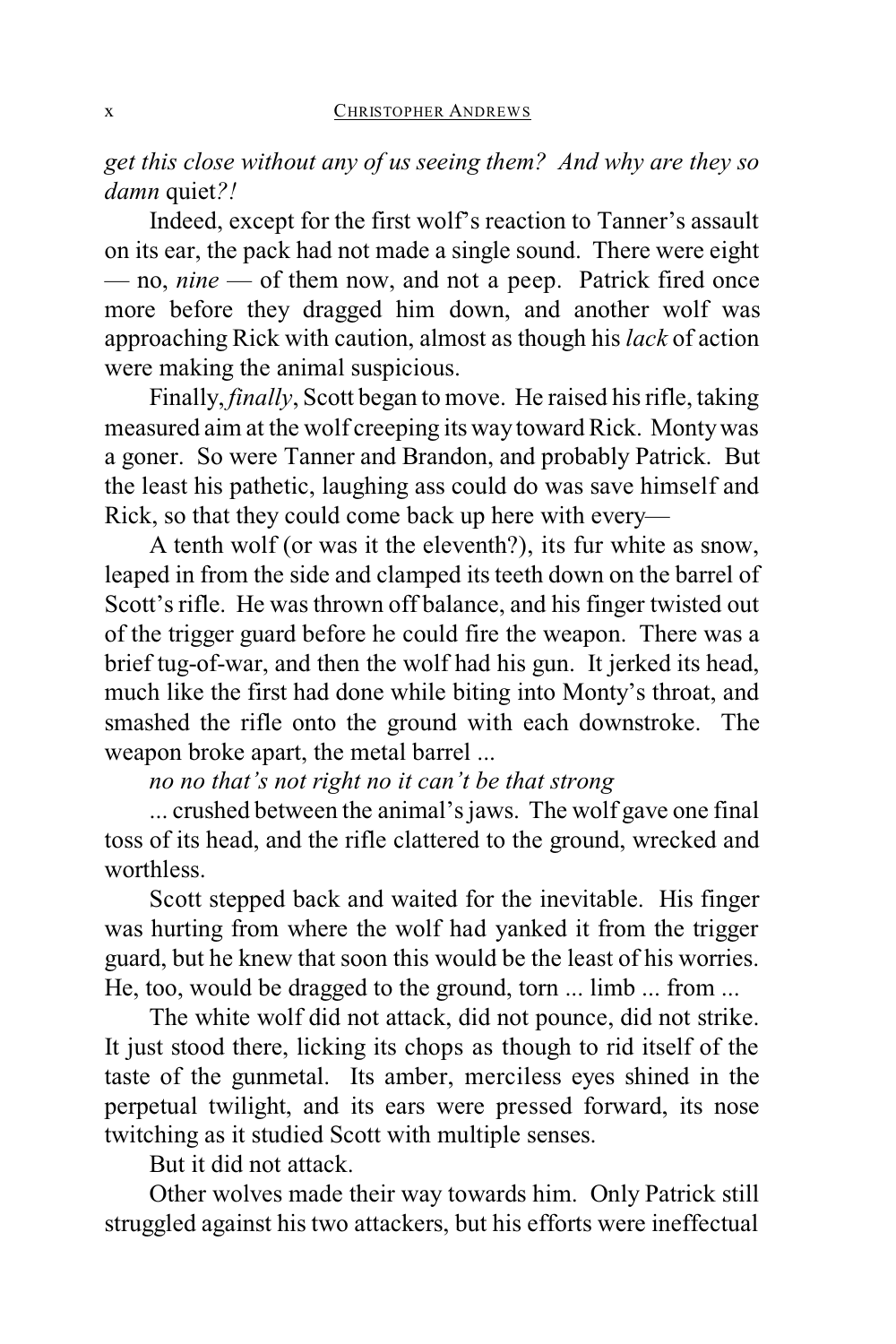*get this close without any of us seeing them? And why are they so damn* quiet*?!*

Indeed, except for the first wolf's reaction to Tanner's assault on its ear, the pack had not made a single sound. There were eight — no, *nine* — of them now, and not a peep. Patrick fired once more before they dragged him down, and another wolf was approaching Rick with caution, almost as though his *lack* of action were making the animal suspicious.

Finally, *finally*, Scott began to move. He raised his rifle, taking measured aim at the wolf creeping its way toward Rick. Monty was a goner. So were Tanner and Brandon, and probably Patrick. But the least his pathetic, laughing ass could do was save himself and Rick, so that they could come back up here with every—

A tenth wolf (or was it the eleventh?), its fur white as snow, leaped in from the side and clamped its teeth down on the barrel of Scott's rifle. He was thrown off balance, and his finger twisted out of the trigger guard before he could fire the weapon. There was a brief tug-of-war, and then the wolf had his gun. It jerked its head, much like the first had done while biting into Monty's throat, and smashed the rifle onto the ground with each downstroke. The weapon broke apart, the metal barrel ...

*no no that's not right no it can't be that strong*

... crushed between the animal's jaws. The wolf gave one final toss of its head, and the rifle clattered to the ground, wrecked and worthless.

Scott stepped back and waited for the inevitable. His finger was hurting from where the wolf had yanked it from the trigger guard, but he knew that soon this would be the least of his worries. He, too, would be dragged to the ground, torn ... limb ... from ...

The white wolf did not attack, did not pounce, did not strike. It just stood there, licking its chops as though to rid itself of the taste of the gunmetal. Its amber, merciless eyes shined in the perpetual twilight, and its ears were pressed forward, its nose twitching as it studied Scott with multiple senses.

But it did not attack.

Other wolves made their way towards him. Only Patrick still struggled against his two attackers, but his efforts were ineffectual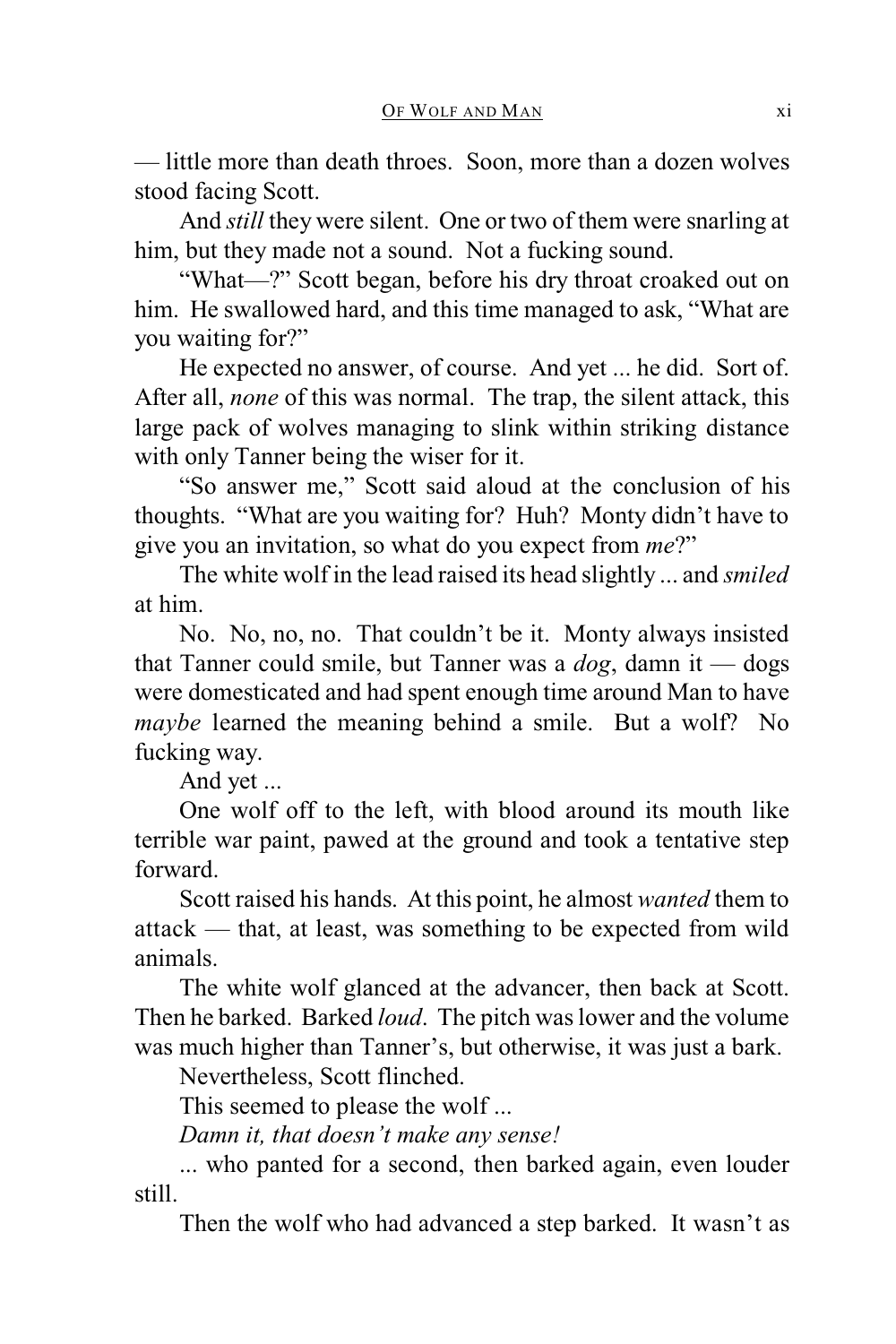— little more than death throes. Soon, more than a dozen wolves stood facing Scott.

And *still* they were silent. One or two of them were snarling at him, but they made not a sound. Not a fucking sound.

"What—?" Scott began, before his dry throat croaked out on him. He swallowed hard, and this time managed to ask, "What are you waiting for?"

He expected no answer, of course. And yet ... he did. Sort of. After all, *none* of this was normal. The trap, the silent attack, this large pack of wolves managing to slink within striking distance with only Tanner being the wiser for it.

"So answer me," Scott said aloud at the conclusion of his thoughts. "What are you waiting for? Huh? Monty didn't have to give you an invitation, so what do you expect from *me*?"

The white wolf in the lead raised its head slightly ... and *smiled* at him.

No. No, no, no. That couldn't be it. Monty always insisted that Tanner could smile, but Tanner was a *dog*, damn it — dogs were domesticated and had spent enough time around Man to have *maybe* learned the meaning behind a smile. But a wolf? No fucking way.

And yet ...

One wolf off to the left, with blood around its mouth like terrible war paint, pawed at the ground and took a tentative step forward.

Scott raised his hands. At this point, he almost *wanted* them to attack — that, at least, was something to be expected from wild animals.

The white wolf glanced at the advancer, then back at Scott. Then he barked. Barked *loud*. The pitch was lower and the volume was much higher than Tanner's, but otherwise, it was just a bark.

Nevertheless, Scott flinched.

This seemed to please the wolf ...

*Damn it, that doesn't make any sense!*

... who panted for a second, then barked again, even louder still.

Then the wolf who had advanced a step barked. It wasn't as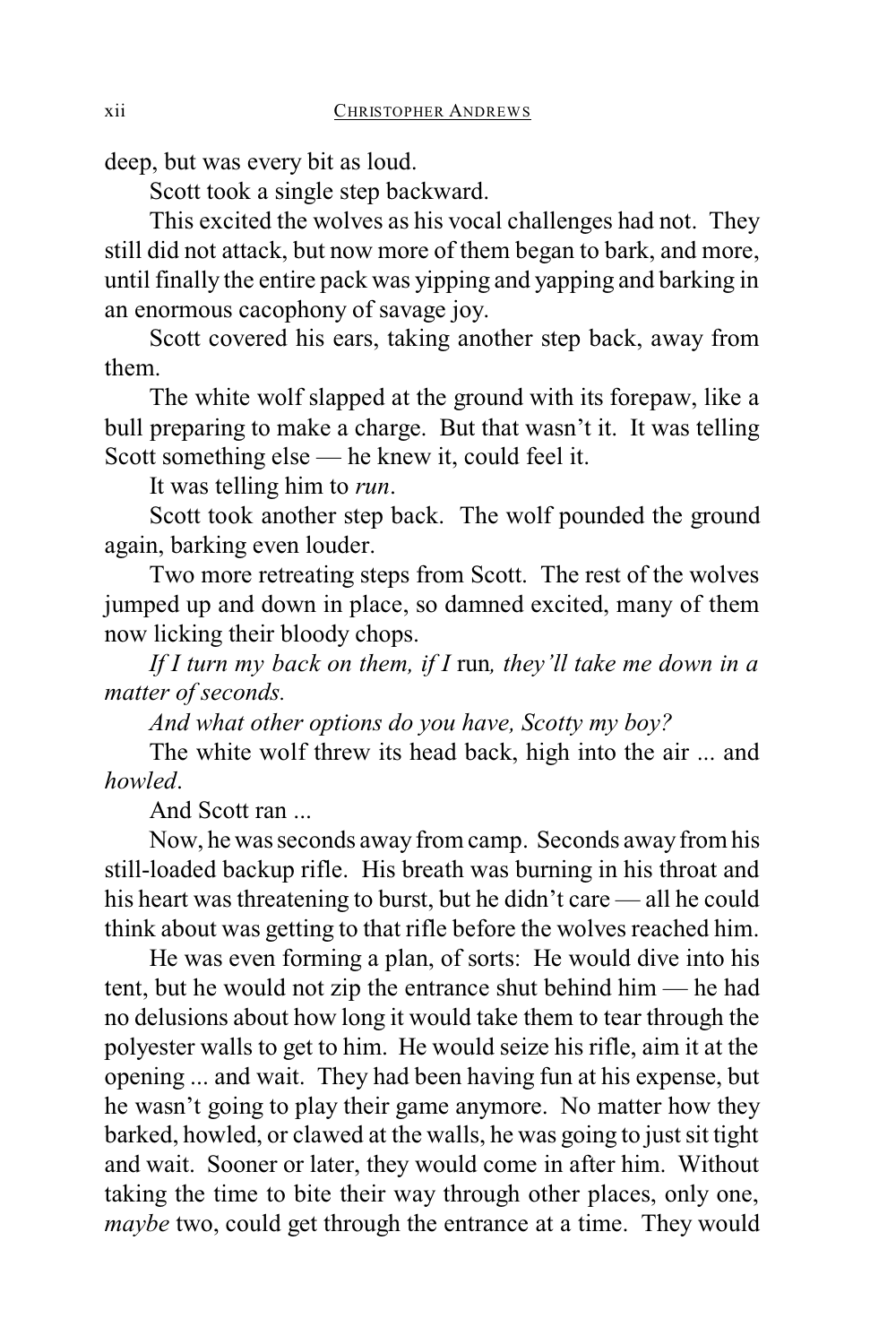deep, but was every bit as loud.

Scott took a single step backward.

This excited the wolves as his vocal challenges had not. They still did not attack, but now more of them began to bark, and more, until finally the entire pack was yipping and yapping and barking in an enormous cacophony of savage joy.

Scott covered his ears, taking another step back, away from them.

The white wolf slapped at the ground with its forepaw, like a bull preparing to make a charge. But that wasn't it. It was telling Scott something else — he knew it, could feel it.

It was telling him to *run*.

Scott took another step back. The wolf pounded the ground again, barking even louder.

Two more retreating steps from Scott. The rest of the wolves jumped up and down in place, so damned excited, many of them now licking their bloody chops.

*If I turn my back on them, if I* run*, they'll take me down in a matter of seconds.*

*And what other options do you have, Scotty my boy?*

The white wolf threw its head back, high into the air ... and *howled*.

And Scott ran ...

Now, he was seconds away from camp. Seconds away from his still-loaded backup rifle. His breath was burning in his throat and his heart was threatening to burst, but he didn't care — all he could think about was getting to that rifle before the wolves reached him.

He was even forming a plan, of sorts: He would dive into his tent, but he would not zip the entrance shut behind him — he had no delusions about how long it would take them to tear through the polyester walls to get to him. He would seize his rifle, aim it at the opening ... and wait. They had been having fun at his expense, but he wasn't going to play their game anymore. No matter how they barked, howled, or clawed at the walls, he was going to just sit tight and wait. Sooner or later, they would come in after him. Without taking the time to bite their way through other places, only one, *maybe* two, could get through the entrance at a time. They would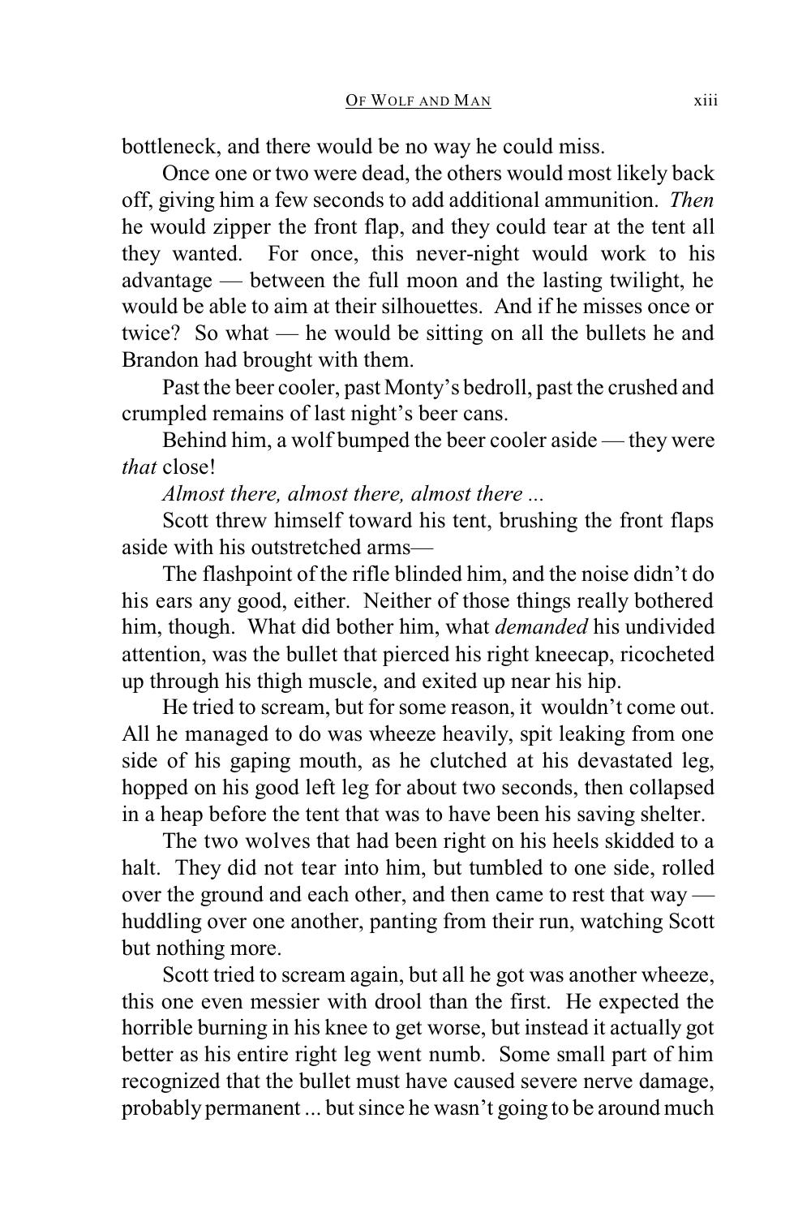bottleneck, and there would be no way he could miss.

Once one or two were dead, the others would most likely back off, giving him a few seconds to add additional ammunition. *Then* he would zipper the front flap, and they could tear at the tent all they wanted. For once, this never-night would work to his advantage — between the full moon and the lasting twilight, he would be able to aim at their silhouettes. And if he misses once or twice? So what — he would be sitting on all the bullets he and Brandon had brought with them.

Past the beer cooler, past Monty's bedroll, past the crushed and crumpled remains of last night's beer cans.

Behind him, a wolf bumped the beer cooler aside — they were *that* close!

*Almost there, almost there, almost there ...*

Scott threw himself toward his tent, brushing the front flaps aside with his outstretched arms—

The flashpoint of the rifle blinded him, and the noise didn't do his ears any good, either. Neither of those things really bothered him, though. What did bother him, what *demanded* his undivided attention, was the bullet that pierced his right kneecap, ricocheted up through his thigh muscle, and exited up near his hip.

He tried to scream, but for some reason, it wouldn't come out. All he managed to do was wheeze heavily, spit leaking from one side of his gaping mouth, as he clutched at his devastated leg, hopped on his good left leg for about two seconds, then collapsed in a heap before the tent that was to have been his saving shelter.

The two wolves that had been right on his heels skidded to a halt. They did not tear into him, but tumbled to one side, rolled over the ground and each other, and then came to rest that way — huddling over one another, panting from their run, watching Scott but nothing more.

Scott tried to scream again, but all he got was another wheeze, this one even messier with drool than the first. He expected the horrible burning in his knee to get worse, but instead it actually got better as his entire right leg went numb. Some small part of him recognized that the bullet must have caused severe nerve damage, probably permanent ... but since he wasn't going to be around much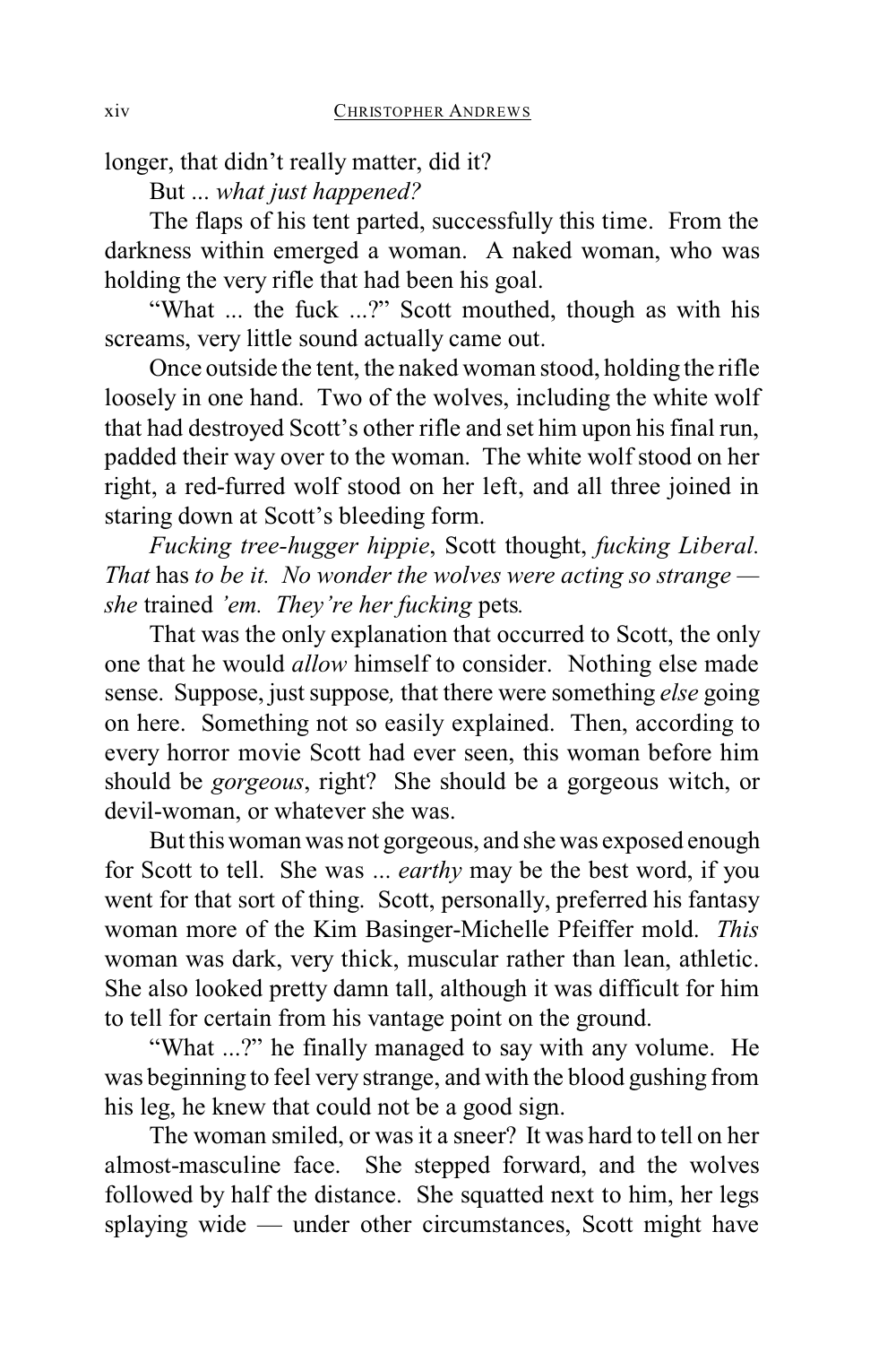longer, that didn't really matter, did it?

But ... *what just happened?*

The flaps of his tent parted, successfully this time. From the darkness within emerged a woman. A naked woman, who was holding the very rifle that had been his goal.

"What ... the fuck ...?" Scott mouthed, though as with his screams, very little sound actually came out.

Once outside the tent, the naked woman stood, holding the rifle loosely in one hand. Two of the wolves, including the white wolf that had destroyed Scott's other rifle and set him upon his final run, padded their way over to the woman. The white wolf stood on her right, a red-furred wolf stood on her left, and all three joined in staring down at Scott's bleeding form.

*Fucking tree-hugger hippie*, Scott thought, *fucking Liberal. That* has *to be it. No wonder the wolves were acting so strange — she* trained *'em. They're her fucking* pets*.*

That was the only explanation that occurred to Scott, the only one that he would *allow* himself to consider. Nothing else made sense. Suppose, just suppose*,* that there were something *else* going on here. Something not so easily explained. Then, according to every horror movie Scott had ever seen, this woman before him should be *gorgeous*, right? She should be a gorgeous witch, or devil-woman, or whatever she was.

But this woman was not gorgeous, and she was exposed enough for Scott to tell. She was ... *earthy* may be the best word, if you went for that sort of thing. Scott, personally, preferred his fantasy woman more of the Kim Basinger-Michelle Pfeiffer mold. *This* woman was dark, very thick, muscular rather than lean, athletic. She also looked pretty damn tall, although it was difficult for him to tell for certain from his vantage point on the ground.

"What ...?" he finally managed to say with any volume. He was beginning to feel very strange, and with the blood gushing from his leg, he knew that could not be a good sign.

The woman smiled, or was it a sneer? It was hard to tell on her almost-masculine face. She stepped forward, and the wolves followed by half the distance. She squatted next to him, her legs splaying wide — under other circumstances, Scott might have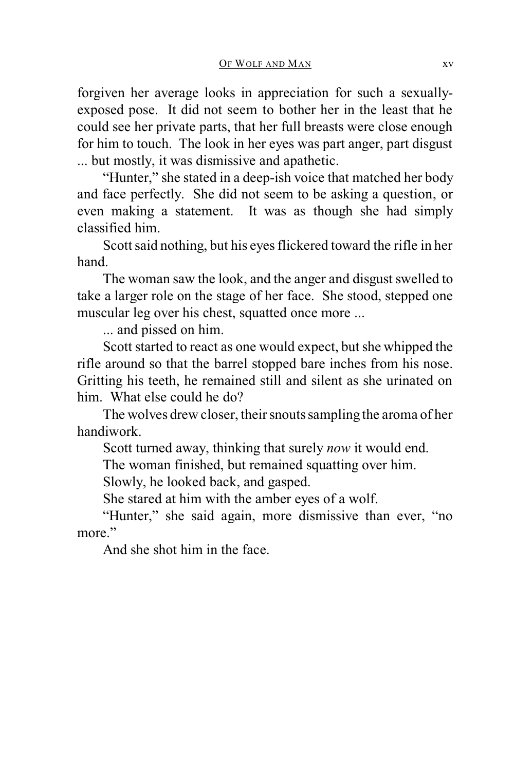forgiven her average looks in appreciation for such a sexually-exposed pose. It did not seem to bother her in the least that he could see her private parts, that her full breasts were close enough for him to touch. The look in her eyes was part anger, part disgust ... but mostly, it was dismissive and apathetic.

"Hunter," she stated in a deep-ish voice that matched her body and face perfectly. She did not seem to be asking a question, or even making a statement. It was as though she had simply classified him.

Scott said nothing, but his eyes flickered toward the rifle in her hand.

The woman saw the look, and the anger and disgust swelled to take a larger role on the stage of her face. She stood, stepped one muscular leg over his chest, squatted once more ...

... and pissed on him.

Scott started to react as one would expect, but she whipped the rifle around so that the barrel stopped bare inches from his nose. Gritting his teeth, he remained still and silent as she urinated on him. What else could he do?

The wolves drew closer, their snouts sampling the aroma of her handiwork.

Scott turned away, thinking that surely *now* it would end.

The woman finished, but remained squatting over him.

Slowly, he looked back, and gasped.

She stared at him with the amber eyes of a wolf.

"Hunter," she said again, more dismissive than ever, "no more."

And she shot him in the face.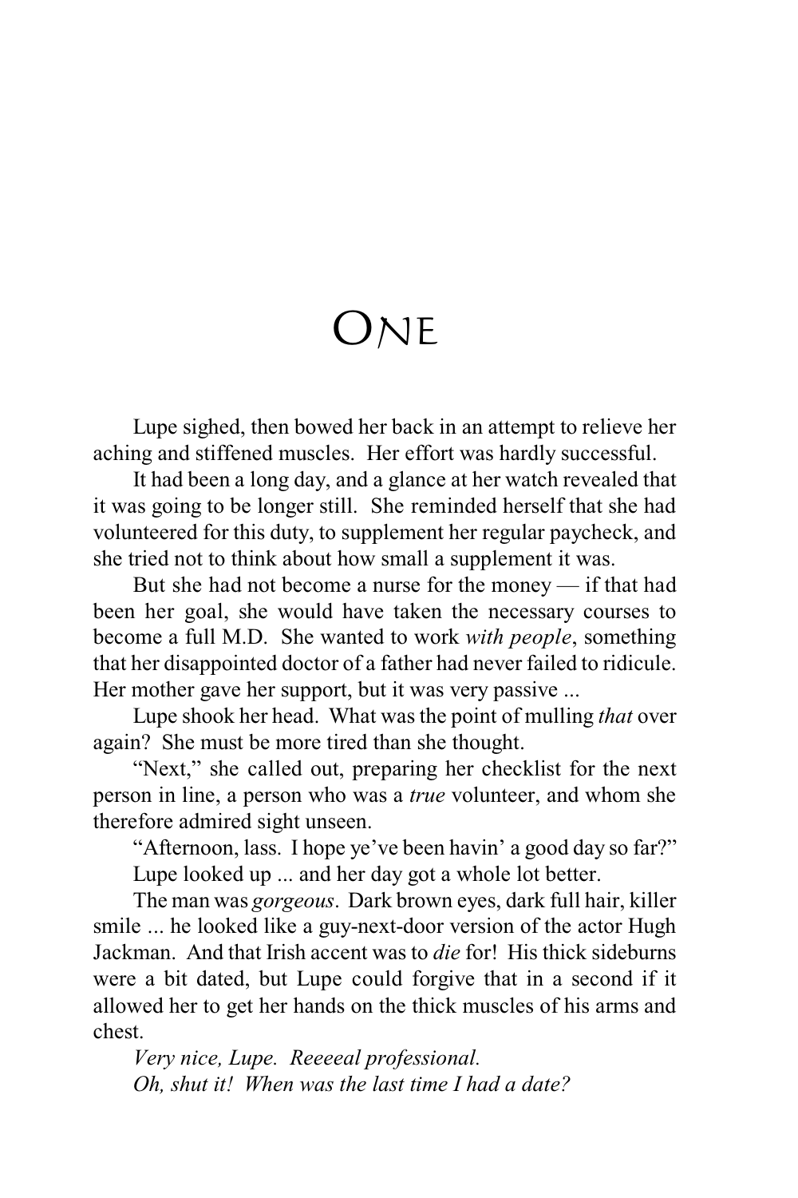# One

Lupe sighed, then bowed her back in an attempt to relieve her aching and stiffened muscles. Her effort was hardly successful.

It had been a long day, and a glance at her watch revealed that it was going to be longer still. She reminded herself that she had volunteered for this duty, to supplement her regular paycheck, and she tried not to think about how small a supplement it was.

But she had not become a nurse for the money — if that had been her goal, she would have taken the necessary courses to become a full M.D. She wanted to work *with people*, something that her disappointed doctor of a father had never failed to ridicule. Her mother gave her support, but it was very passive ...

Lupe shook her head. What was the point of mulling *that* over again? She must be more tired than she thought.

"Next," she called out, preparing her checklist for the next person in line, a person who was a *true* volunteer, and whom she therefore admired sight unseen.

"Afternoon, lass. I hope ye've been havin' a good day so far?"

Lupe looked up ... and her day got a whole lot better.

The man was *gorgeous*. Dark brown eyes, dark full hair, killer smile ... he looked like a guy-next-door version of the actor Hugh Jackman. And that Irish accent was to *die* for! His thick sideburns were a bit dated, but Lupe could forgive that in a second if it allowed her to get her hands on the thick muscles of his arms and chest.

*Very nice, Lupe. Reeeeal professional.*

*Oh, shut it! When was the last time I had a date?*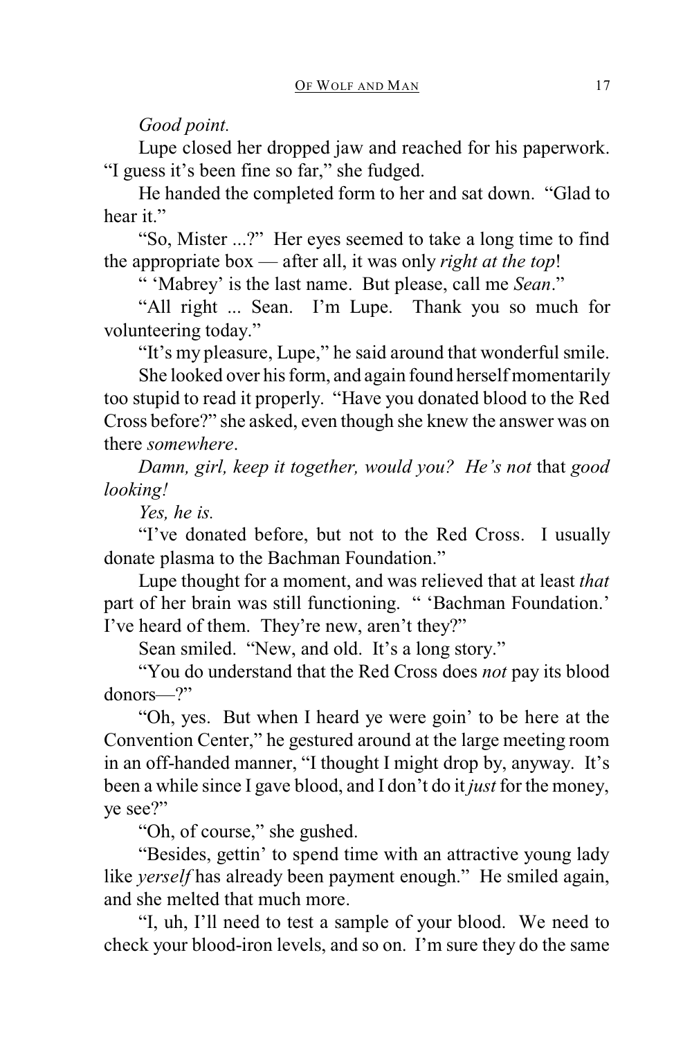*Good point.*

Lupe closed her dropped jaw and reached for his paperwork. "I guess it's been fine so far," she fudged.

He handed the completed form to her and sat down. "Glad to hear it."

"So, Mister ...?" Her eyes seemed to take a long time to find the appropriate box — after all, it was only *right at the top*!

" 'Mabrey' is the last name. But please, call me *Sean*."

"All right ... Sean. I'm Lupe. Thank you so much for volunteering today."

"It's my pleasure, Lupe," he said around that wonderful smile.

She looked over his form, and again found herself momentarily too stupid to read it properly. "Have you donated blood to the Red Cross before?" she asked, even though she knew the answer was on there *somewhere*.

*Damn, girl, keep it together, would you? He's not* that *good looking!*

*Yes, he is.*

"I've donated before, but not to the Red Cross. I usually donate plasma to the Bachman Foundation."

Lupe thought for a moment, and was relieved that at least *that* part of her brain was still functioning. " 'Bachman Foundation.' I've heard of them. They're new, aren't they?"

Sean smiled. "New, and old. It's a long story."

"You do understand that the Red Cross does *not* pay its blood donors—?"

"Oh, yes. But when I heard ye were goin' to be here at the Convention Center," he gestured around at the large meeting room in an off-handed manner, "I thought I might drop by, anyway. It's been a while since I gave blood, and I don't do it *just* for the money, ye see?"

"Oh, of course," she gushed.

"Besides, gettin' to spend time with an attractive young lady like *yerself* has already been payment enough." He smiled again, and she melted that much more.

"I, uh, I'll need to test a sample of your blood. We need to check your blood-iron levels, and so on. I'm sure they do the same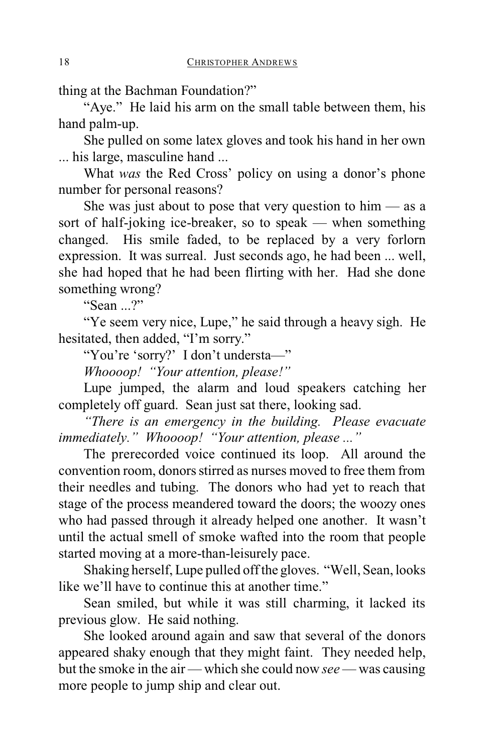thing at the Bachman Foundation?"

"Aye." He laid his arm on the small table between them, his hand palm-up.

She pulled on some latex gloves and took his hand in her own ... his large, masculine hand ...

What *was* the Red Cross' policy on using a donor's phone number for personal reasons?

She was just about to pose that very question to him — as a sort of half-joking ice-breaker, so to speak — when something changed. His smile faded, to be replaced by a very forlorn expression. It was surreal. Just seconds ago, he had been ... well, she had hoped that he had been flirting with her. Had she done something wrong?

"Sean ...?"

"Ye seem very nice, Lupe," he said through a heavy sigh. He hesitated, then added, "I'm sorry."

"You're 'sorry?' I don't understa—"

*Whoooop! "Your attention, please!"*

Lupe jumped, the alarm and loud speakers catching her completely off guard. Sean just sat there, looking sad.

*"There is an emergency in the building. Please evacuate immediately." Whoooop! "Your attention, please ..."*

The prerecorded voice continued its loop. All around the convention room, donors stirred as nurses moved to free them from their needles and tubing. The donors who had yet to reach that stage of the process meandered toward the doors; the woozy ones who had passed through it already helped one another. It wasn't until the actual smell of smoke wafted into the room that people started moving at a more-than-leisurely pace.

Shaking herself, Lupe pulled off the gloves. "Well, Sean, looks like we'll have to continue this at another time."

Sean smiled, but while it was still charming, it lacked its previous glow. He said nothing.

She looked around again and saw that several of the donors appeared shaky enough that they might faint. They needed help, but the smoke in the air — which she could now *see* — was causing more people to jump ship and clear out.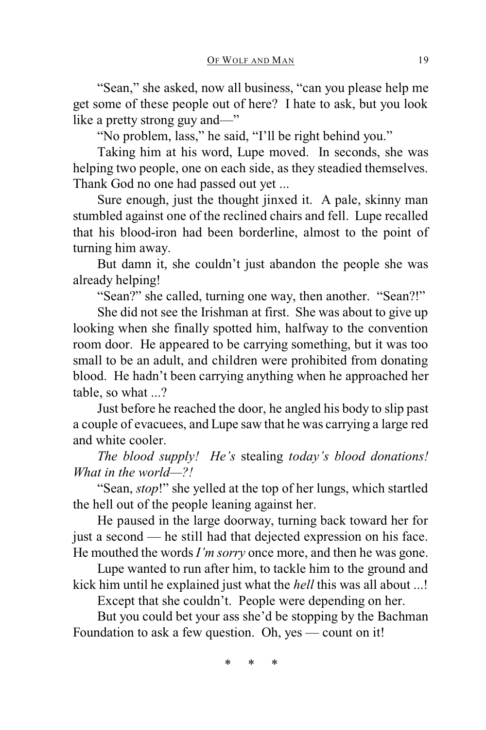"Sean," she asked, now all business, "can you please help me get some of these people out of here? I hate to ask, but you look like a pretty strong guy and—"

"No problem, lass," he said, "I'll be right behind you."

Taking him at his word, Lupe moved. In seconds, she was helping two people, one on each side, as they steadied themselves. Thank God no one had passed out yet ...

Sure enough, just the thought jinxed it. A pale, skinny man stumbled against one of the reclined chairs and fell. Lupe recalled that his blood-iron had been borderline, almost to the point of turning him away.

But damn it, she couldn't just abandon the people she was already helping!

"Sean?" she called, turning one way, then another. "Sean?!"

She did not see the Irishman at first. She was about to give up looking when she finally spotted him, halfway to the convention room door. He appeared to be carrying something, but it was too small to be an adult, and children were prohibited from donating blood. He hadn't been carrying anything when he approached her table, so what ...?

Just before he reached the door, he angled his body to slip past a couple of evacuees, and Lupe saw that he was carrying a large red and white cooler.

*The blood supply! He's* stealing *today's blood donations! What in the world—?!*

"Sean, *stop*!" she yelled at the top of her lungs, which startled the hell out of the people leaning against her.

He paused in the large doorway, turning back toward her for just a second — he still had that dejected expression on his face. He mouthed the words *I'm sorry* once more, and then he was gone.

Lupe wanted to run after him, to tackle him to the ground and kick him until he explained just what the *hell* this was all about ...!

Except that she couldn't. People were depending on her.

But you could bet your ass she'd be stopping by the Bachman Foundation to ask a few question. Oh, yes — count on it!

\* \* \*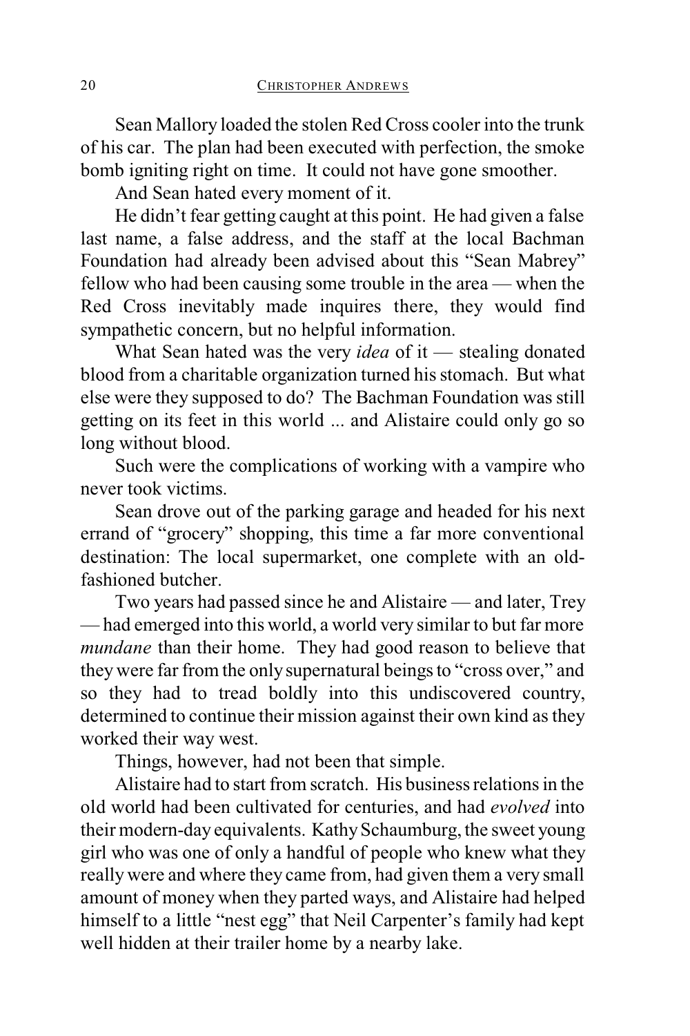Sean Mallory loaded the stolen Red Cross cooler into the trunk of his car. The plan had been executed with perfection, the smoke bomb igniting right on time. It could not have gone smoother.

And Sean hated every moment of it.

He didn't fear getting caught at this point. He had given a false last name, a false address, and the staff at the local Bachman Foundation had already been advised about this "Sean Mabrey" fellow who had been causing some trouble in the area — when the Red Cross inevitably made inquires there, they would find sympathetic concern, but no helpful information.

What Sean hated was the very *idea* of it — stealing donated blood from a charitable organization turned his stomach. But what else were they supposed to do? The Bachman Foundation was still getting on its feet in this world ... and Alistaire could only go so long without blood.

Such were the complications of working with a vampire who never took victims.

Sean drove out of the parking garage and headed for his next errand of "grocery" shopping, this time a far more conventional destination: The local supermarket, one complete with an old-fashioned butcher.

Two years had passed since he and Alistaire — and later, Trey — had emerged into this world, a world very similar to but far more *mundane* than their home. They had good reason to believe that they were far from the only supernatural beings to "cross over," and so they had to tread boldly into this undiscovered country, determined to continue their mission against their own kind as they worked their way west.

Things, however, had not been that simple.

Alistaire had to start from scratch. His business relations in the old world had been cultivated for centuries, and had *evolved* into their modern-day equivalents. Kathy Schaumburg, the sweet young girl who was one of only a handful of people who knew what they really were and where they came from, had given them a very small amount of money when they parted ways, and Alistaire had helped himself to a little "nest egg" that Neil Carpenter's family had kept well hidden at their trailer home by a nearby lake.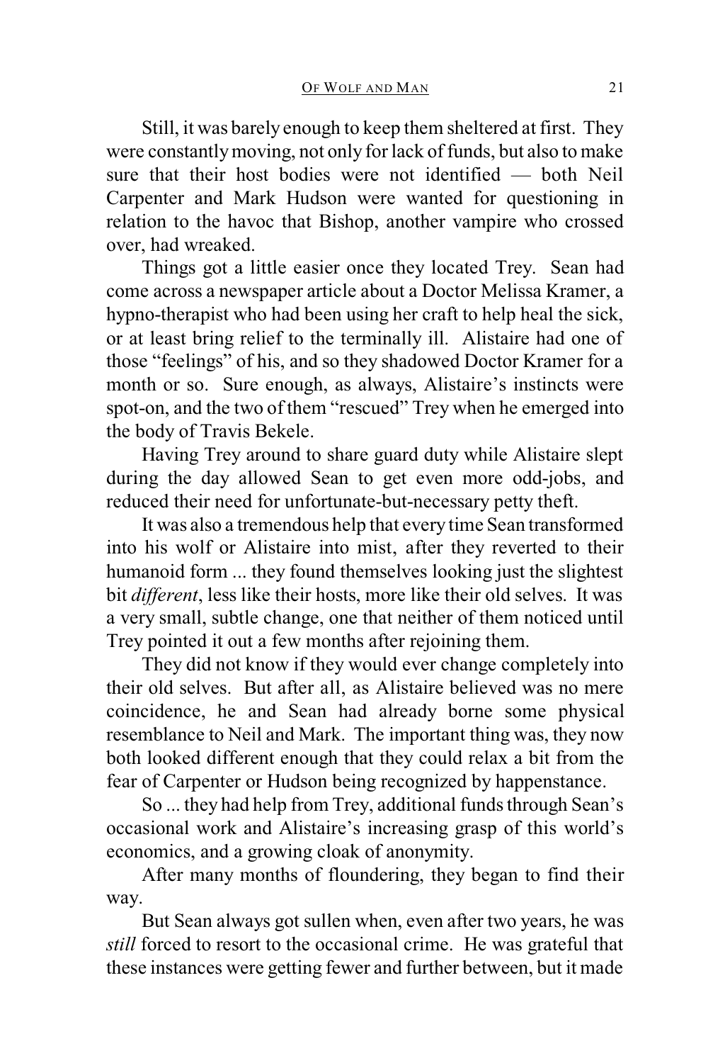Still, it was barely enough to keep them sheltered at first. They were constantly moving, not only for lack of funds, but also to make sure that their host bodies were not identified — both Neil Carpenter and Mark Hudson were wanted for questioning in relation to the havoc that Bishop, another vampire who crossed over, had wreaked.

Things got a little easier once they located Trey. Sean had come across a newspaper article about a Doctor Melissa Kramer, a hypno-therapist who had been using her craft to help heal the sick, or at least bring relief to the terminally ill. Alistaire had one of those "feelings" of his, and so they shadowed Doctor Kramer for a month or so. Sure enough, as always, Alistaire's instincts were spot-on, and the two of them "rescued" Trey when he emerged into the body of Travis Bekele.

Having Trey around to share guard duty while Alistaire slept during the day allowed Sean to get even more odd-jobs, and reduced their need for unfortunate-but-necessary petty theft.

It was also a tremendous help that every time Sean transformed into his wolf or Alistaire into mist, after they reverted to their humanoid form ... they found themselves looking just the slightest bit *different*, less like their hosts, more like their old selves. It was a very small, subtle change, one that neither of them noticed until Trey pointed it out a few months after rejoining them.

They did not know if they would ever change completely into their old selves. But after all, as Alistaire believed was no mere coincidence, he and Sean had already borne some physical resemblance to Neil and Mark. The important thing was, they now both looked different enough that they could relax a bit from the fear of Carpenter or Hudson being recognized by happenstance.

So ... they had help from Trey, additional funds through Sean's occasional work and Alistaire's increasing grasp of this world's economics, and a growing cloak of anonymity.

After many months of floundering, they began to find their way.

But Sean always got sullen when, even after two years, he was *still* forced to resort to the occasional crime. He was grateful that these instances were getting fewer and further between, but it made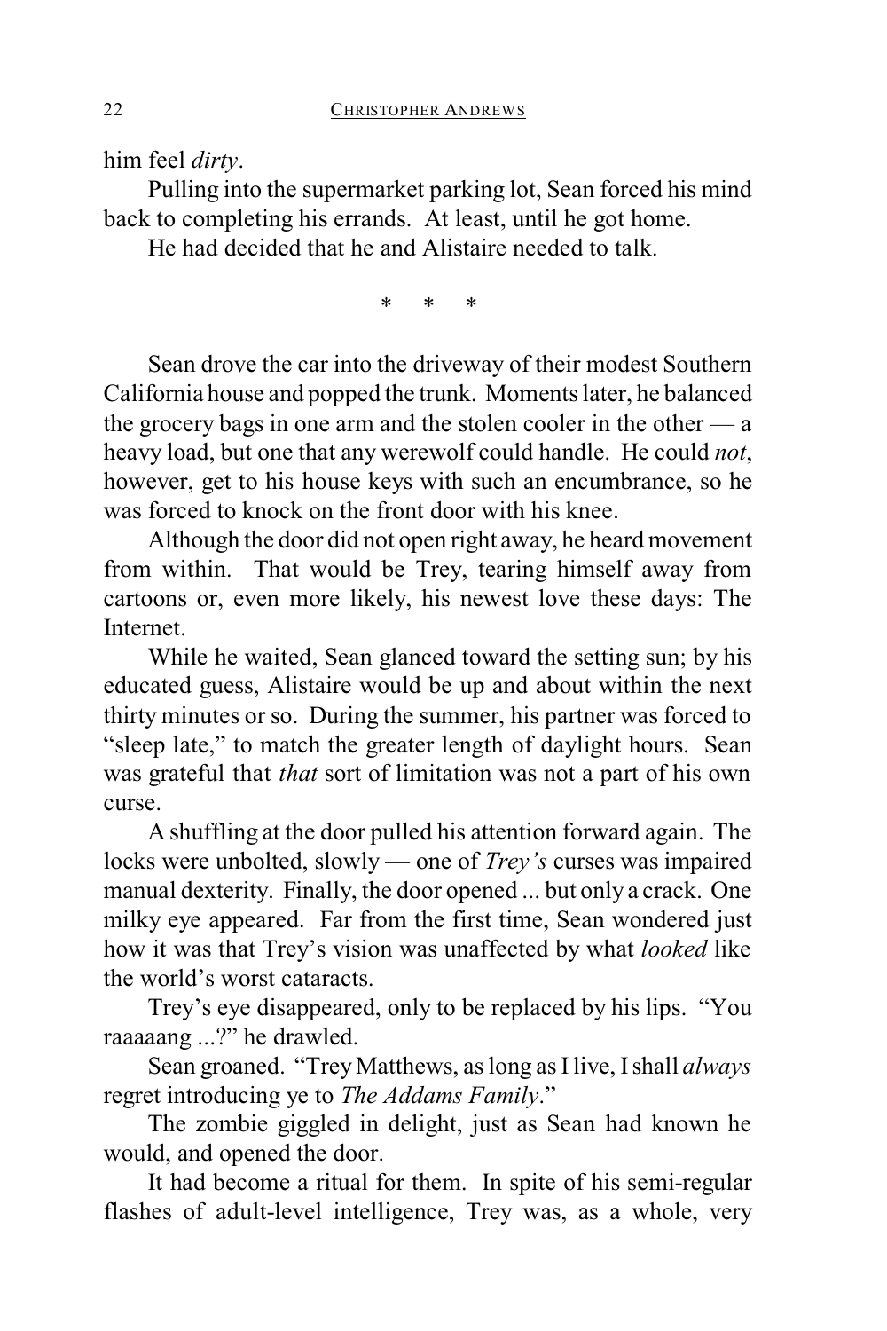him feel *dirty*.

Pulling into the supermarket parking lot, Sean forced his mind back to completing his errands. At least, until he got home.

He had decided that he and Alistaire needed to talk.

\* \* \*

Sean drove the car into the driveway of their modest Southern California house and popped the trunk. Moments later, he balanced the grocery bags in one arm and the stolen cooler in the other — a heavy load, but one that any werewolf could handle. He could *not*, however, get to his house keys with such an encumbrance, so he was forced to knock on the front door with his knee.

Although the door did not open right away, he heard movement from within. That would be Trey, tearing himself away from cartoons or, even more likely, his newest love these days: The Internet.

While he waited, Sean glanced toward the setting sun; by his educated guess, Alistaire would be up and about within the next thirty minutes or so. During the summer, his partner was forced to "sleep late," to match the greater length of daylight hours. Sean was grateful that *that* sort of limitation was not a part of his own curse.

A shuffling at the door pulled his attention forward again. The locks were unbolted, slowly — one of *Trey's* curses was impaired manual dexterity. Finally, the door opened ... but only a crack. One milky eye appeared. Far from the first time, Sean wondered just how it was that Trey's vision was unaffected by what *looked* like the world's worst cataracts.

Trey's eye disappeared, only to be replaced by his lips. "You raaaaang ...?" he drawled.

Sean groaned. "Trey Matthews, as long as I live, I shall *always* regret introducing ye to *The Addams Family*."

The zombie giggled in delight, just as Sean had known he would, and opened the door.

It had become a ritual for them. In spite of his semi-regular flashes of adult-level intelligence, Trey was, as a whole, very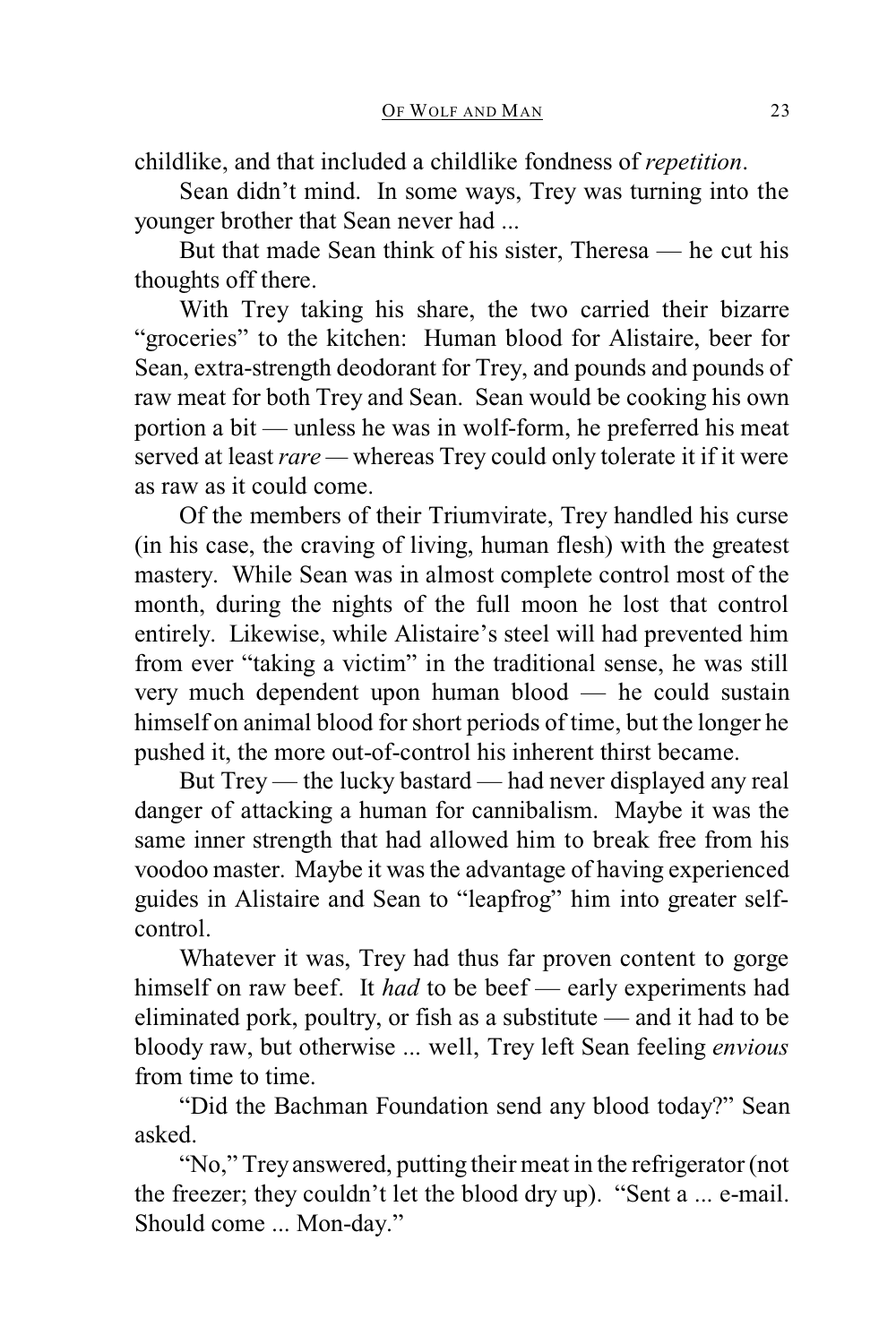childlike, and that included a childlike fondness of *repetition*.

Sean didn't mind. In some ways, Trey was turning into the younger brother that Sean never had ...

But that made Sean think of his sister, Theresa — he cut his thoughts off there.

With Trey taking his share, the two carried their bizarre "groceries" to the kitchen: Human blood for Alistaire, beer for Sean, extra-strength deodorant for Trey, and pounds and pounds of raw meat for both Trey and Sean. Sean would be cooking his own portion a bit — unless he was in wolf-form, he preferred his meat served at least *rare* — whereas Trey could only tolerate it if it were as raw as it could come.

Of the members of their Triumvirate, Trey handled his curse (in his case, the craving of living, human flesh) with the greatest mastery. While Sean was in almost complete control most of the month, during the nights of the full moon he lost that control entirely. Likewise, while Alistaire's steel will had prevented him from ever "taking a victim" in the traditional sense, he was still very much dependent upon human blood — he could sustain himself on animal blood for short periods of time, but the longer he pushed it, the more out-of-control his inherent thirst became.

But Trey — the lucky bastard — had never displayed any real danger of attacking a human for cannibalism. Maybe it was the same inner strength that had allowed him to break free from his voodoo master. Maybe it was the advantage of having experienced guides in Alistaire and Sean to "leapfrog" him into greater self-control.

Whatever it was, Trey had thus far proven content to gorge himself on raw beef. It *had* to be beef — early experiments had eliminated pork, poultry, or fish as a substitute — and it had to be bloody raw, but otherwise ... well, Trey left Sean feeling *envious* from time to time.

"Did the Bachman Foundation send any blood today?" Sean asked.

"No," Trey answered, putting their meat in the refrigerator (not the freezer; they couldn't let the blood dry up). "Sent a ... e-mail. Should come ... Mon-day."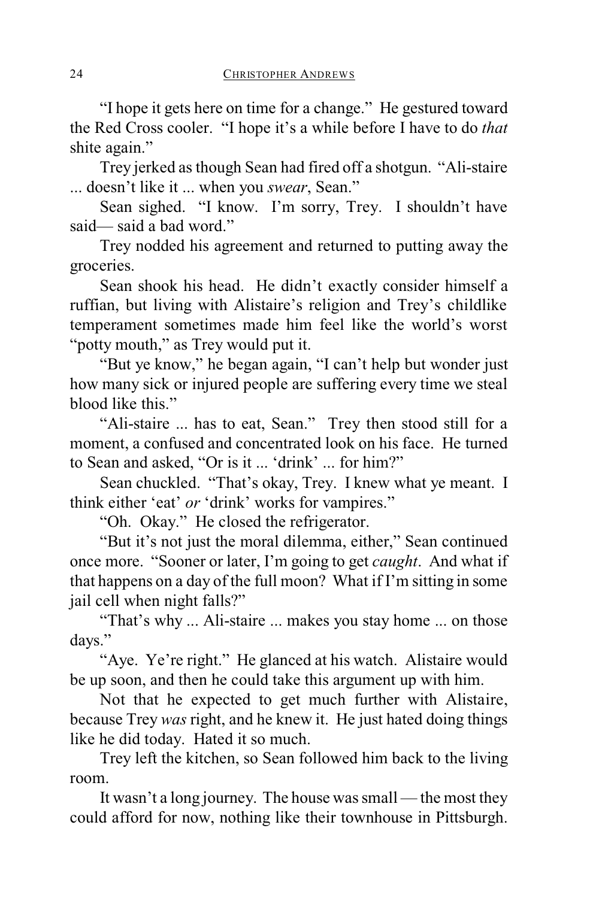"I hope it gets here on time for a change." He gestured toward the Red Cross cooler. "I hope it's a while before I have to do *that* shite again."

Trey jerked as though Sean had fired off a shotgun. "Ali-staire ... doesn't like it ... when you *swear*, Sean."

Sean sighed. "I know. I'm sorry, Trey. I shouldn't have said— said a bad word."

Trey nodded his agreement and returned to putting away the groceries.

Sean shook his head. He didn't exactly consider himself a ruffian, but living with Alistaire's religion and Trey's childlike temperament sometimes made him feel like the world's worst "potty mouth," as Trey would put it.

"But ye know," he began again, "I can't help but wonder just how many sick or injured people are suffering every time we steal blood like this."

"Ali-staire ... has to eat, Sean." Trey then stood still for a moment, a confused and concentrated look on his face. He turned to Sean and asked, "Or is it ... 'drink' ... for him?"

Sean chuckled. "That's okay, Trey. I knew what ye meant. I think either 'eat' *or* 'drink' works for vampires."

"Oh. Okay." He closed the refrigerator.

"But it's not just the moral dilemma, either," Sean continued once more. "Sooner or later, I'm going to get *caught*. And what if that happens on a day of the full moon? What if I'm sitting in some jail cell when night falls?"

"That's why ... Ali-staire ... makes you stay home ... on those days."

"Aye. Ye're right." He glanced at his watch. Alistaire would be up soon, and then he could take this argument up with him.

Not that he expected to get much further with Alistaire, because Trey *was* right, and he knew it. He just hated doing things like he did today. Hated it so much.

Trey left the kitchen, so Sean followed him back to the living room.

It wasn't a long journey. The house was small — the most they could afford for now, nothing like their townhouse in Pittsburgh.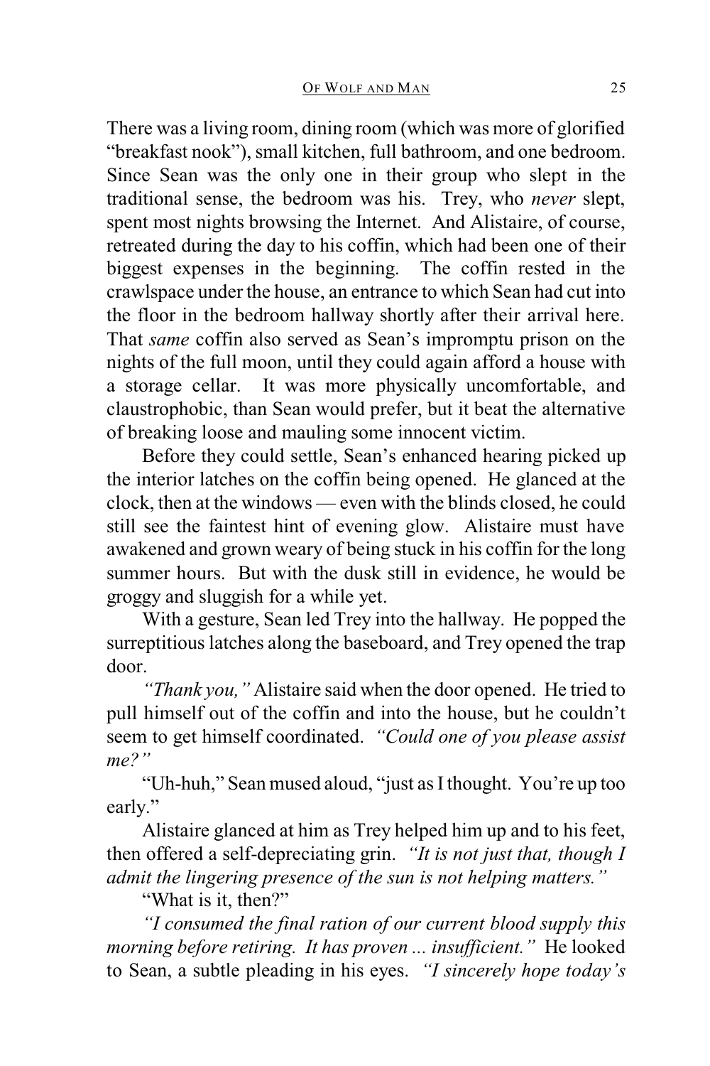There was a living room, dining room (which was more of glorified "breakfast nook"), small kitchen, full bathroom, and one bedroom. Since Sean was the only one in their group who slept in the traditional sense, the bedroom was his. Trey, who *never* slept, spent most nights browsing the Internet. And Alistaire, of course, retreated during the day to his coffin, which had been one of their biggest expenses in the beginning. The coffin rested in the crawlspace under the house, an entrance to which Sean had cut into the floor in the bedroom hallway shortly after their arrival here. That *same* coffin also served as Sean's impromptu prison on the nights of the full moon, until they could again afford a house with a storage cellar. It was more physically uncomfortable, and claustrophobic, than Sean would prefer, but it beat the alternative of breaking loose and mauling some innocent victim.

Before they could settle, Sean's enhanced hearing picked up the interior latches on the coffin being opened. He glanced at the clock, then at the windows — even with the blinds closed, he could still see the faintest hint of evening glow. Alistaire must have awakened and grown weary of being stuck in his coffin for the long summer hours. But with the dusk still in evidence, he would be groggy and sluggish for a while yet.

With a gesture, Sean led Trey into the hallway. He popped the surreptitious latches along the baseboard, and Trey opened the trap door.

*"Thank you,"* Alistaire said when the door opened. He tried to pull himself out of the coffin and into the house, but he couldn't seem to get himself coordinated. *"Could one of you please assist me?"*

"Uh-huh," Sean mused aloud, "just as I thought. You're up too early."

Alistaire glanced at him as Trey helped him up and to his feet, then offered a self-depreciating grin. *"It is not just that, though I admit the lingering presence of the sun is not helping matters."*

"What is it, then?"

*"I consumed the final ration of our current blood supply this morning before retiring. It has proven ... insufficient."* He looked to Sean, a subtle pleading in his eyes. *"I sincerely hope today's*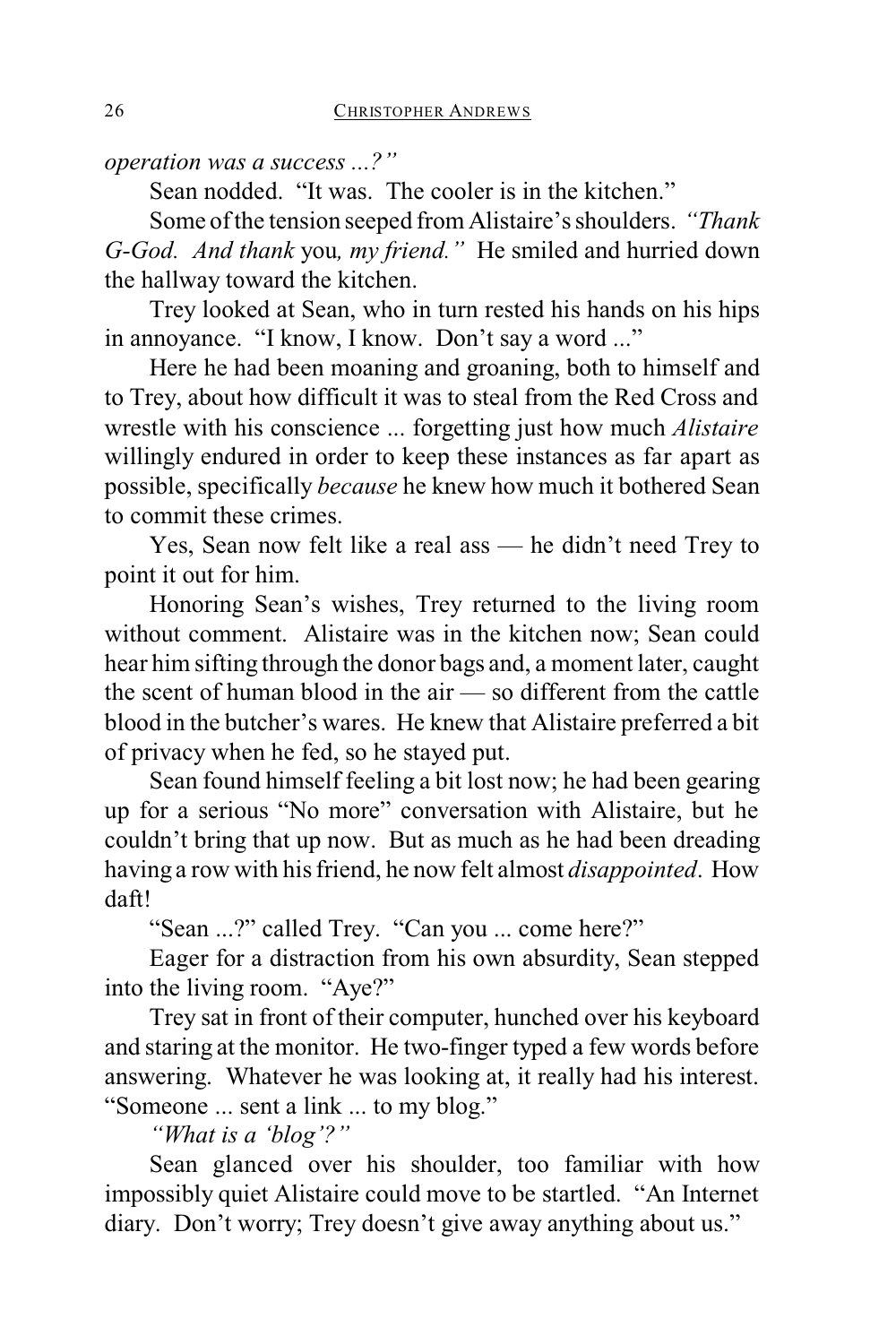*operation was a success ...?"*

Sean nodded. "It was. The cooler is in the kitchen."

Some of the tension seeped from Alistaire's shoulders. *"Thank G-God. And thank* you*, my friend."* He smiled and hurried down the hallway toward the kitchen.

Trey looked at Sean, who in turn rested his hands on his hips in annoyance. "I know, I know. Don't say a word ..."

Here he had been moaning and groaning, both to himself and to Trey, about how difficult it was to steal from the Red Cross and wrestle with his conscience ... forgetting just how much *Alistaire* willingly endured in order to keep these instances as far apart as possible, specifically *because* he knew how much it bothered Sean to commit these crimes.

Yes, Sean now felt like a real ass — he didn't need Trey to point it out for him.

Honoring Sean's wishes, Trey returned to the living room without comment. Alistaire was in the kitchen now; Sean could hear him sifting through the donor bags and, a moment later, caught the scent of human blood in the air — so different from the cattle blood in the butcher's wares. He knew that Alistaire preferred a bit of privacy when he fed, so he stayed put.

Sean found himself feeling a bit lost now; he had been gearing up for a serious "No more" conversation with Alistaire, but he couldn't bring that up now. But as much as he had been dreading having a row with his friend, he now felt almost *disappointed*. How daft!

"Sean ...?" called Trey. "Can you ... come here?"

Eager for a distraction from his own absurdity, Sean stepped into the living room. "Aye?"

Trey sat in front of their computer, hunched over his keyboard and staring at the monitor. He two-finger typed a few words before answering. Whatever he was looking at, it really had his interest. "Someone ... sent a link ... to my blog."

*"What is a 'blog'?"*

Sean glanced over his shoulder, too familiar with how impossibly quiet Alistaire could move to be startled. "An Internet diary. Don't worry; Trey doesn't give away anything about us."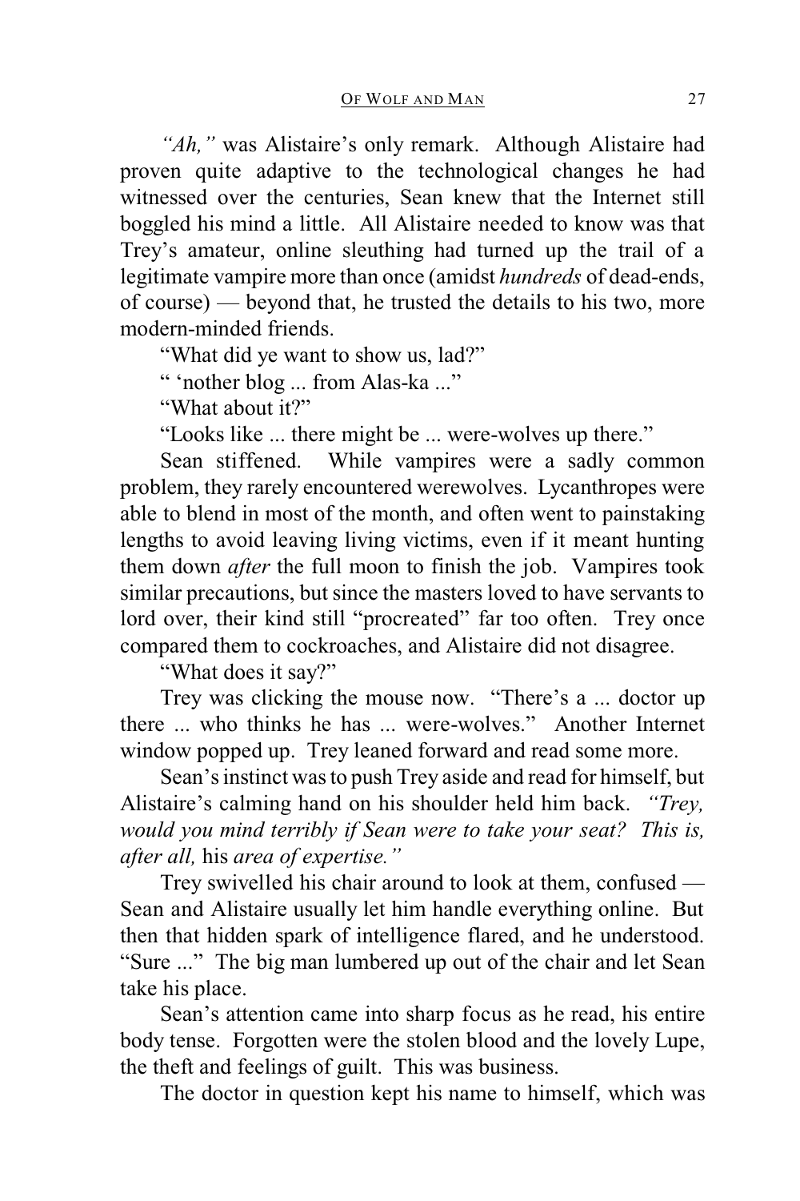*"Ah,"* was Alistaire's only remark. Although Alistaire had proven quite adaptive to the technological changes he had witnessed over the centuries, Sean knew that the Internet still boggled his mind a little. All Alistaire needed to know was that Trey's amateur, online sleuthing had turned up the trail of a legitimate vampire more than once (amidst *hundreds* of dead-ends, of course) — beyond that, he trusted the details to his two, more modern-minded friends.

"What did ye want to show us, lad?"

" 'nother blog ... from Alas-ka ..."

"What about it?"

"Looks like ... there might be ... were-wolves up there."

Sean stiffened. While vampires were a sadly common problem, they rarely encountered werewolves. Lycanthropes were able to blend in most of the month, and often went to painstaking lengths to avoid leaving living victims, even if it meant hunting them down *after* the full moon to finish the job. Vampires took similar precautions, but since the masters loved to have servants to lord over, their kind still "procreated" far too often. Trey once compared them to cockroaches, and Alistaire did not disagree.

"What does it say?"

Trey was clicking the mouse now. "There's a ... doctor up there ... who thinks he has ... were-wolves." Another Internet window popped up. Trey leaned forward and read some more.

Sean's instinct was to push Trey aside and read for himself, but Alistaire's calming hand on his shoulder held him back. *"Trey, would you mind terribly if Sean were to take your seat? This is, after all,* his *area of expertise."*

Trey swivelled his chair around to look at them, confused — Sean and Alistaire usually let him handle everything online. But then that hidden spark of intelligence flared, and he understood. "Sure ..." The big man lumbered up out of the chair and let Sean take his place.

Sean's attention came into sharp focus as he read, his entire body tense. Forgotten were the stolen blood and the lovely Lupe, the theft and feelings of guilt. This was business.

The doctor in question kept his name to himself, which was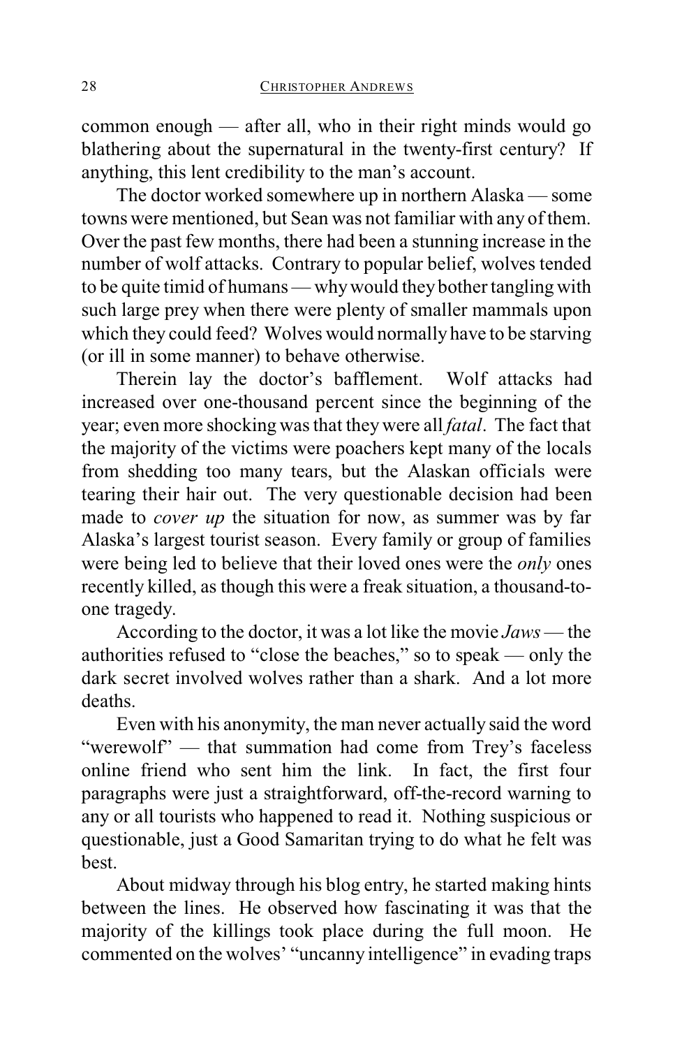common enough — after all, who in their right minds would go blathering about the supernatural in the twenty-first century? If anything, this lent credibility to the man's account.

The doctor worked somewhere up in northern Alaska — some towns were mentioned, but Sean was not familiar with any of them. Over the past few months, there had been a stunning increase in the number of wolf attacks. Contrary to popular belief, wolves tended to be quite timid of humans — why would they bother tangling with such large prey when there were plenty of smaller mammals upon which they could feed? Wolves would normally have to be starving (or ill in some manner) to behave otherwise.

Therein lay the doctor's bafflement. Wolf attacks had increased over one-thousand percent since the beginning of the year; even more shocking was that they were all *fatal*. The fact that the majority of the victims were poachers kept many of the locals from shedding too many tears, but the Alaskan officials were tearing their hair out. The very questionable decision had been made to *cover up* the situation for now, as summer was by far Alaska's largest tourist season. Every family or group of families were being led to believe that their loved ones were the *only* ones recently killed, as though this were a freak situation, a thousand-to-one tragedy.

According to the doctor, it was a lot like the movie *Jaws* — the authorities refused to "close the beaches," so to speak — only the dark secret involved wolves rather than a shark. And a lot more deaths.

Even with his anonymity, the man never actually said the word "werewolf" — that summation had come from Trey's faceless online friend who sent him the link. In fact, the first four paragraphs were just a straightforward, off-the-record warning to any or all tourists who happened to read it. Nothing suspicious or questionable, just a Good Samaritan trying to do what he felt was best.

About midway through his blog entry, he started making hints between the lines. He observed how fascinating it was that the majority of the killings took place during the full moon. He commented on the wolves' "uncanny intelligence" in evading traps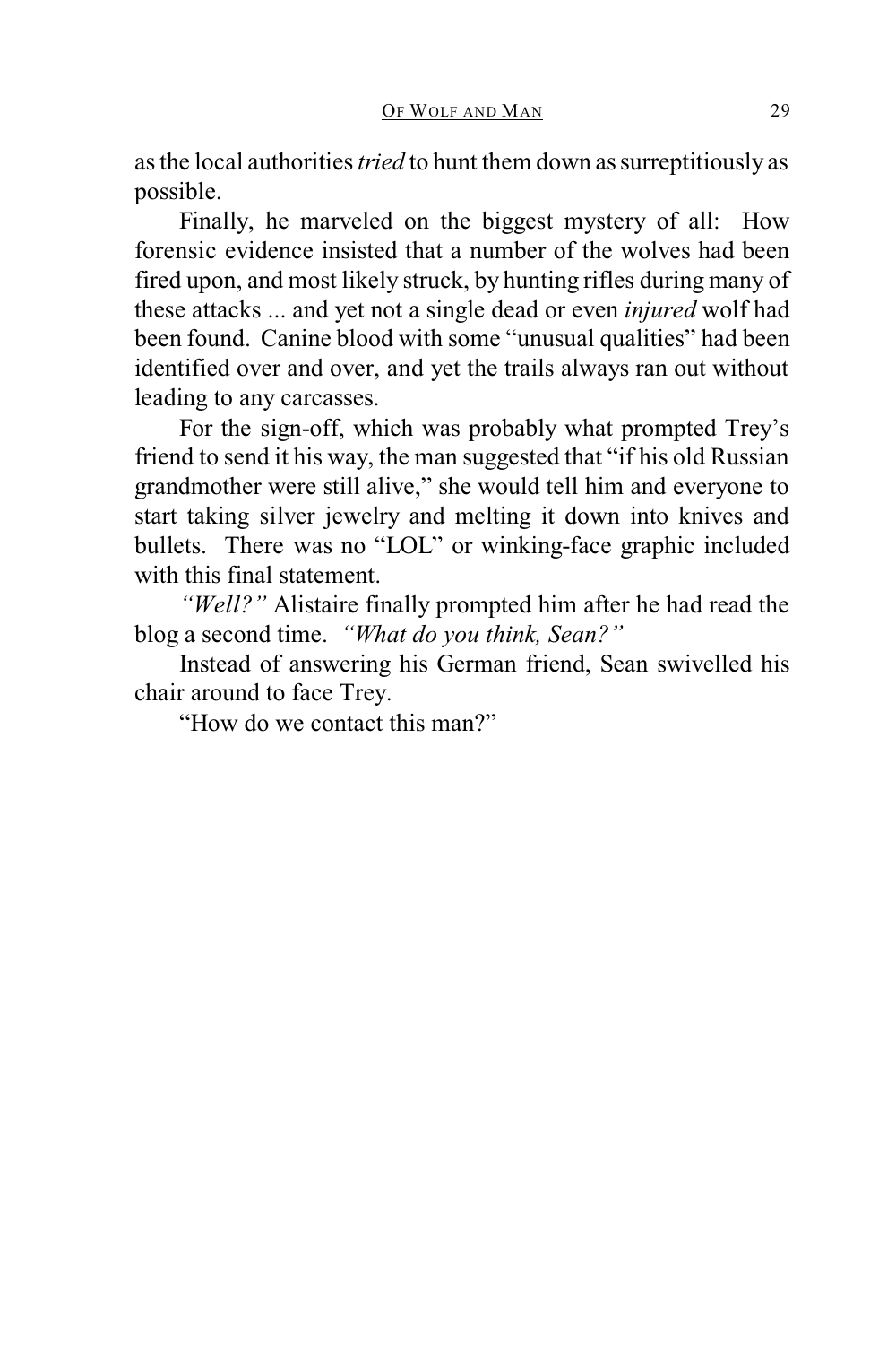as the local authorities *tried* to hunt them down as surreptitiously as possible.

Finally, he marveled on the biggest mystery of all: How forensic evidence insisted that a number of the wolves had been fired upon, and most likely struck, by hunting rifles during many of these attacks ... and yet not a single dead or even *injured* wolf had been found. Canine blood with some "unusual qualities" had been identified over and over, and yet the trails always ran out without leading to any carcasses.

For the sign-off, which was probably what prompted Trey's friend to send it his way, the man suggested that "if his old Russian grandmother were still alive," she would tell him and everyone to start taking silver jewelry and melting it down into knives and bullets. There was no "LOL" or winking-face graphic included with this final statement.

*"Well?"* Alistaire finally prompted him after he had read the blog a second time. *"What do you think, Sean?"*

Instead of answering his German friend, Sean swivelled his chair around to face Trey.

"How do we contact this man?"